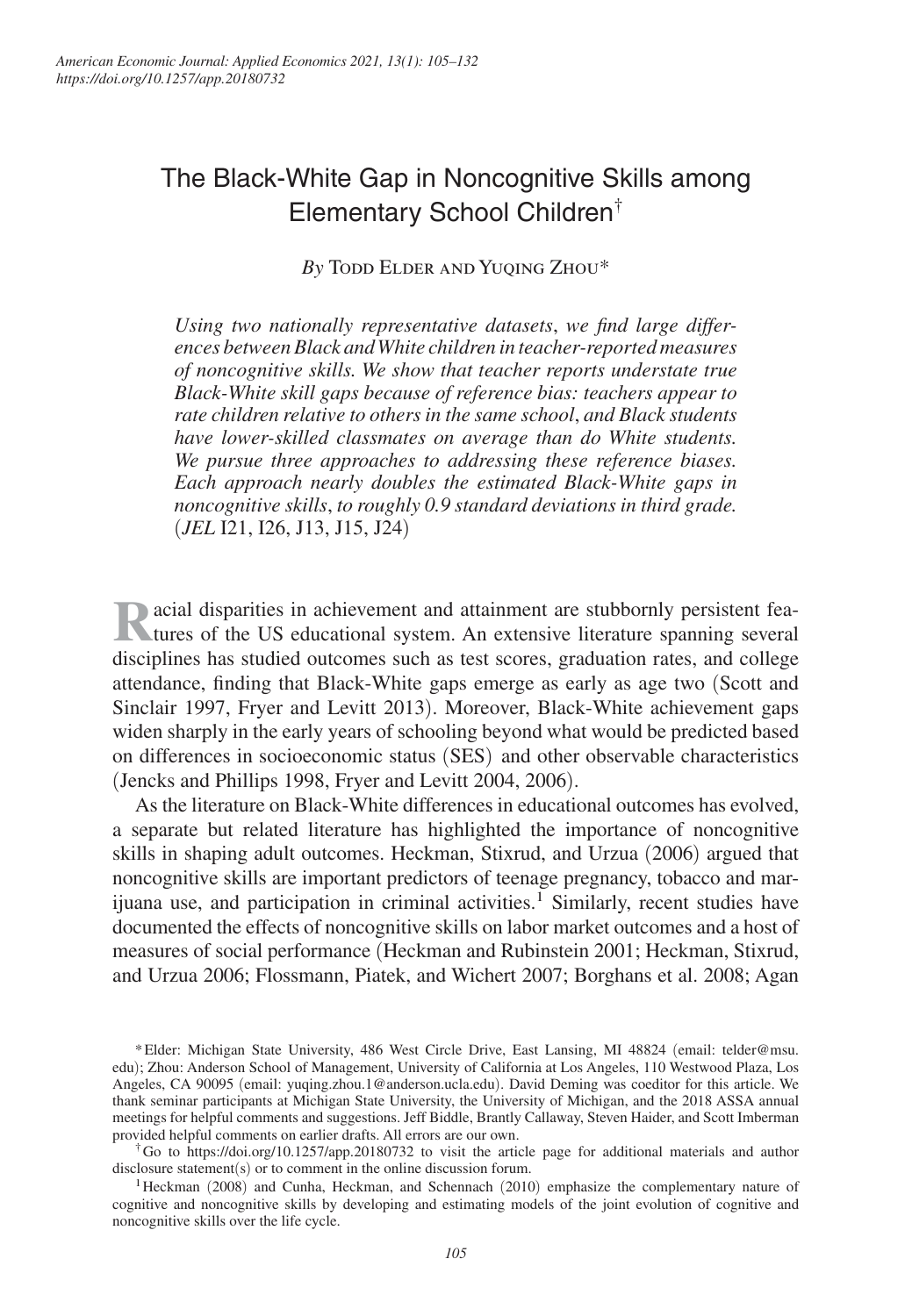# The Black-White Gap in Noncognitive Skills among Elementary School Children[†]

*By* Todd Elder and Yuqing Zhou*

*Using two nationally representative datasets, we find large differences between Black and White children in teacher-reported measures of noncognitive skills. We show that teacher reports understate true Black-White skill gaps because of reference bias: teachers appear to rate children relative to others in the same school, and Black students have lower-skilled classmates on average than do White students. We pursue three approaches to addressing these reference biases. Each approach nearly doubles the estimated Black-White gaps in noncognitive skills, to roughly 0.9 standard deviations in third grade.* (*JEL* I21, I26, J13, J15, J24)

Racial disparities in achievement and attainment are stubbornly persistent features of the US educational system. An extensive literature spanning several disciplines has studied outcomes such as test scores, graduation rates, and college attendance, finding that Black-White gaps emerge as early as age two (Scott and Sinclair 1997, Fryer and Levitt 2013). Moreover, Black-White achievement gaps widen sharply in the early years of schooling beyond what would be predicted based on differences in socioeconomic status (SES) and other observable characteristics (Jencks and Phillips 1998, Fryer and Levitt 2004, 2006).

As the literature on Black-White differences in educational outcomes has evolved, a separate but related literature has highlighted the importance of noncognitive skills in shaping adult outcomes. Heckman, Stixrud, and Urzua (2006) argued that noncognitive skills are important predictors of teenage pregnancy, tobacco and marijuana use, and participation in criminal activities.[1] Similarly, recent studies have documented the effects of noncognitive skills on labor market outcomes and a host of measures of social performance (Heckman and Rubinstein 2001; Heckman, Stixrud, and Urzua 2006; Flossmann, Piatek, and Wichert 2007; Borghans et al. 2008; Agan

*Elder: Michigan State University, 486 West Circle Drive, East Lansing, MI 48824 (email: telder@msu.edu); Zhou: Anderson School of Management, University of California at Los Angeles, 110 Westwood Plaza, Los Angeles, CA 90095 (email: yuqing.zhou.1@anderson.ucla.edu). David Deming was coeditor for this article. We thank seminar participants at Michigan State University, the University of Michigan, and the 2018 ASSA annual meetings for helpful comments and suggestions. Jeff Biddle, Brantly Callaway, Steven Haider, and Scott Imberman provided helpful comments on earlier drafts. All errors are our own.

[†]Go to https://doi.org/10.1257/app.20180732 to visit the article page for additional materials and author disclosure statement(s) or to comment in the online discussion forum.

[1]Heckman (2008) and Cunha, Heckman, and Schennach (2010) emphasize the complementary nature of cognitive and noncognitive skills by developing and estimating models of the joint evolution of cognitive and noncognitive skills over the life cycle.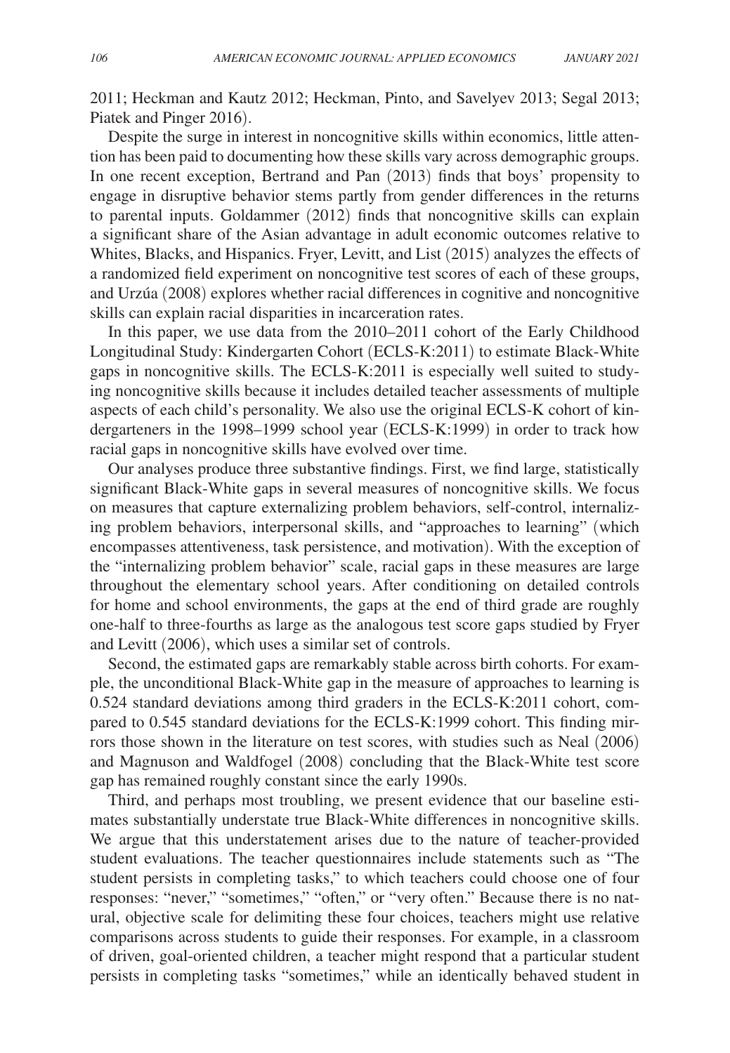2011; Heckman and Kautz 2012; Heckman, Pinto, and Savelyev 2013; Segal 2013; Piatek and Pinger 2016).

Despite the surge in interest in noncognitive skills within economics, little attention has been paid to documenting how these skills vary across demographic groups. In one recent exception, Bertrand and Pan (2013) finds that boys' propensity to engage in disruptive behavior stems partly from gender differences in the returns to parental inputs. Goldammer (2012) finds that noncognitive skills can explain a significant share of the Asian advantage in adult economic outcomes relative to Whites, Blacks, and Hispanics. Fryer, Levitt, and List (2015) analyzes the effects of a randomized field experiment on noncognitive test scores of each of these groups, and Urzúa (2008) explores whether racial differences in cognitive and noncognitive skills can explain racial disparities in incarceration rates.

In this paper, we use data from the 2010–2011 cohort of the Early Childhood Longitudinal Study: Kindergarten Cohort (ECLS-K:2011) to estimate Black-White gaps in noncognitive skills. The ECLS-K:2011 is especially well suited to studying noncognitive skills because it includes detailed teacher assessments of multiple aspects of each child's personality. We also use the original ECLS-K cohort of kindergarteners in the 1998–1999 school year (ECLS-K:1999) in order to track how racial gaps in noncognitive skills have evolved over time.

Our analyses produce three substantive findings. First, we find large, statistically significant Black-White gaps in several measures of noncognitive skills. We focus on measures that capture externalizing problem behaviors, self-control, internalizing problem behaviors, interpersonal skills, and "approaches to learning" (which encompasses attentiveness, task persistence, and motivation). With the exception of the "internalizing problem behavior" scale, racial gaps in these measures are large throughout the elementary school years. After conditioning on detailed controls for home and school environments, the gaps at the end of third grade are roughly one-half to three-fourths as large as the analogous test score gaps studied by Fryer and Levitt (2006), which uses a similar set of controls.

Second, the estimated gaps are remarkably stable across birth cohorts. For example, the unconditional Black-White gap in the measure of approaches to learning is 0.524 standard deviations among third graders in the ECLS-K:2011 cohort, compared to 0.545 standard deviations for the ECLS-K:1999 cohort. This finding mirrors those shown in the literature on test scores, with studies such as Neal (2006) and Magnuson and Waldfogel (2008) concluding that the Black-White test score gap has remained roughly constant since the early 1990s.

Third, and perhaps most troubling, we present evidence that our baseline estimates substantially understate true Black-White differences in noncognitive skills. We argue that this understatement arises due to the nature of teacher-provided student evaluations. The teacher questionnaires include statements such as "The student persists in completing tasks," to which teachers could choose one of four responses: "never," "sometimes," "often," or "very often." Because there is no natural, objective scale for delimiting these four choices, teachers might use relative comparisons across students to guide their responses. For example, in a classroom of driven, goal-oriented children, a teacher might respond that a particular student persists in completing tasks "sometimes," while an identically behaved student in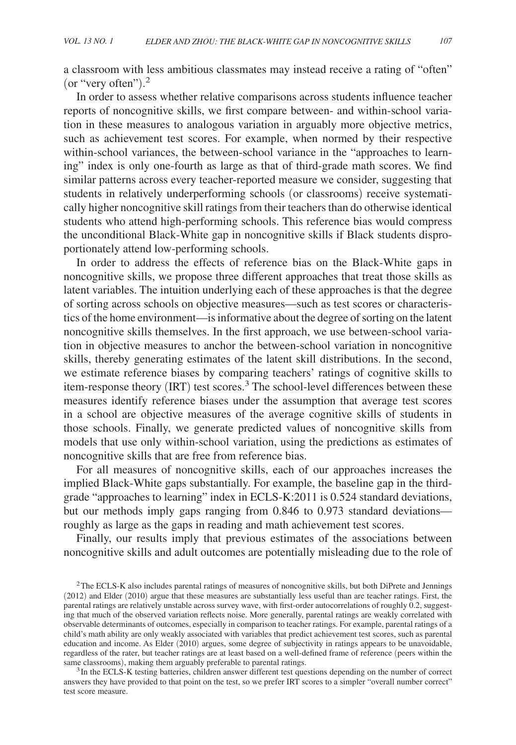a classroom with less ambitious classmates may instead receive a rating of "often" (or "very often").[2]

In order to assess whether relative comparisons across students influence teacher reports of noncognitive skills, we first compare between- and within-school variation in these measures to analogous variation in arguably more objective metrics, such as achievement test scores. For example, when normed by their respective within-school variances, the between-school variance in the "approaches to learning" index is only one-fourth as large as that of third-grade math scores. We find similar patterns across every teacher-reported measure we consider, suggesting that students in relatively underperforming schools (or classrooms) receive systematically higher noncognitive skill ratings from their teachers than do otherwise identical students who attend high-performing schools. This reference bias would compress the unconditional Black-White gap in noncognitive skills if Black students disproportionately attend low-performing schools.

In order to address the effects of reference bias on the Black-White gaps in noncognitive skills, we propose three different approaches that treat those skills as latent variables. The intuition underlying each of these approaches is that the degree of sorting across schools on objective measures—such as test scores or characteristics of the home environment—is informative about the degree of sorting on the latent noncognitive skills themselves. In the first approach, we use between-school variation in objective measures to anchor the between-school variation in noncognitive skills, thereby generating estimates of the latent skill distributions. In the second, we estimate reference biases by comparing teachers' ratings of cognitive skills to item-response theory (IRT) test scores.[3] The school-level differences between these measures identify reference biases under the assumption that average test scores in a school are objective measures of the average cognitive skills of students in those schools. Finally, we generate predicted values of noncognitive skills from models that use only within-school variation, using the predictions as estimates of noncognitive skills that are free from reference bias.

For all measures of noncognitive skills, each of our approaches increases the implied Black-White gaps substantially. For example, the baseline gap in the third-grade "approaches to learning" index in ECLS-K:2011 is 0.524 standard deviations, but our methods imply gaps ranging from 0.846 to 0.973 standard deviations—roughly as large as the gaps in reading and math achievement test scores.

Finally, our results imply that previous estimates of the associations between noncognitive skills and adult outcomes are potentially misleading due to the role of

[2] The ECLS-K also includes parental ratings of measures of noncognitive skills, but both DiPrete and Jennings (2012) and Elder (2010) argue that these measures are substantially less useful than are teacher ratings. First, the parental ratings are relatively unstable across survey wave, with first-order autocorrelations of roughly 0.2, suggesting that much of the observed variation reflects noise. More generally, parental ratings are weakly correlated with observable determinants of outcomes, especially in comparison to teacher ratings. For example, parental ratings of a child's math ability are only weakly associated with variables that predict achievement test scores, such as parental education and income. As Elder (2010) argues, some degree of subjectivity in ratings appears to be unavoidable, regardless of the rater, but teacher ratings are at least based on a well-defined frame of reference (peers within the same classrooms), making them arguably preferable to parental ratings.

[3] In the ECLS-K testing batteries, children answer different test questions depending on the number of correct answers they have provided to that point on the test, so we prefer IRT scores to a simpler "overall number correct" test score measure.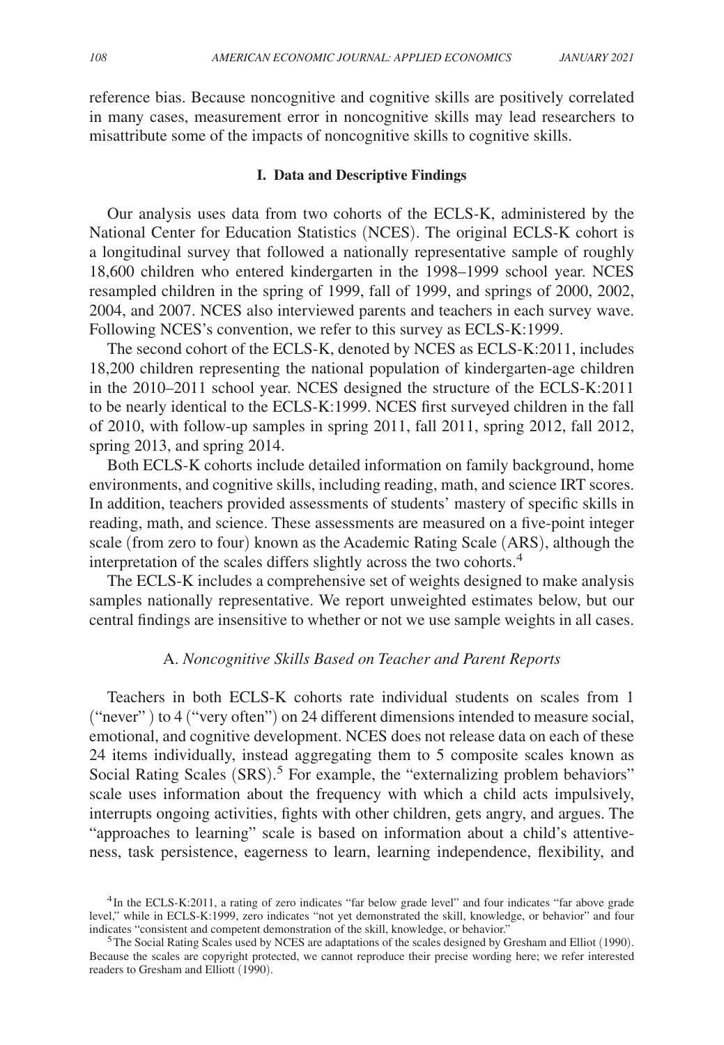reference bias. Because noncognitive and cognitive skills are positively correlated in many cases, measurement error in noncognitive skills may lead researchers to misattribute some of the impacts of noncognitive skills to cognitive skills.

## I. Data and Descriptive Findings

Our analysis uses data from two cohorts of the ECLS-K, administered by the National Center for Education Statistics (NCES). The original ECLS-K cohort is a longitudinal survey that followed a nationally representative sample of roughly 18,600 children who entered kindergarten in the 1998–1999 school year. NCES resampled children in the spring of 1999, fall of 1999, and springs of 2000, 2002, 2004, and 2007. NCES also interviewed parents and teachers in each survey wave. Following NCES's convention, we refer to this survey as ECLS-K:1999.

The second cohort of the ECLS-K, denoted by NCES as ECLS-K:2011, includes 18,200 children representing the national population of kindergarten-age children in the 2010–2011 school year. NCES designed the structure of the ECLS-K:2011 to be nearly identical to the ECLS-K:1999. NCES first surveyed children in the fall of 2010, with follow-up samples in spring 2011, fall 2011, spring 2012, fall 2012, spring 2013, and spring 2014.

Both ECLS-K cohorts include detailed information on family background, home environments, and cognitive skills, including reading, math, and science IRT scores. In addition, teachers provided assessments of students' mastery of specific skills in reading, math, and science. These assessments are measured on a five-point integer scale (from zero to four) known as the Academic Rating Scale (ARS), although the interpretation of the scales differs slightly across the two cohorts.[4]

The ECLS-K includes a comprehensive set of weights designed to make analysis samples nationally representative. We report unweighted estimates below, but our central findings are insensitive to whether or not we use sample weights in all cases.

### A. *Noncognitive Skills Based on Teacher and Parent Reports*

Teachers in both ECLS-K cohorts rate individual students on scales from 1 ("never") to 4 ("very often") on 24 different dimensions intended to measure social, emotional, and cognitive development. NCES does not release data on each of these 24 items individually, instead aggregating them to 5 composite scales known as Social Rating Scales (SRS).[5] For example, the "externalizing problem behaviors" scale uses information about the frequency with which a child acts impulsively, interrupts ongoing activities, fights with other children, gets angry, and argues. The "approaches to learning" scale is based on information about a child's attentiveness, task persistence, eagerness to learn, learning independence, flexibility, and

[4] In the ECLS-K:2011, a rating of zero indicates "far below grade level" and four indicates "far above grade level," while in ECLS-K:1999, zero indicates "not yet demonstrated the skill, knowledge, or behavior" and four indicates "consistent and competent demonstration of the skill, knowledge, or behavior."

[5] The Social Rating Scales used by NCES are adaptations of the scales designed by Gresham and Elliot (1990). Because the scales are copyright protected, we cannot reproduce their precise wording here; we refer interested readers to Gresham and Elliott (1990).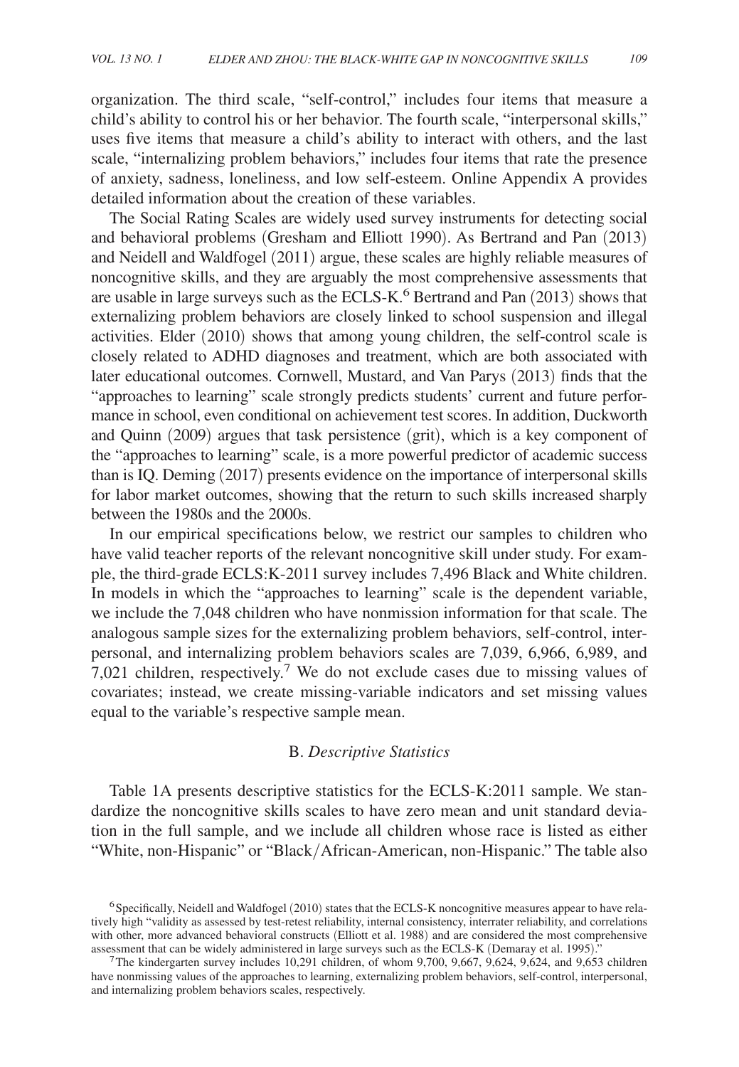organization. The third scale, "self-control," includes four items that measure a child's ability to control his or her behavior. The fourth scale, "interpersonal skills," uses five items that measure a child's ability to interact with others, and the last scale, "internalizing problem behaviors," includes four items that rate the presence of anxiety, sadness, loneliness, and low self-esteem. Online Appendix A provides detailed information about the creation of these variables.

The Social Rating Scales are widely used survey instruments for detecting social and behavioral problems (Gresham and Elliott 1990). As Bertrand and Pan (2013) and Neidell and Waldfogel (2011) argue, these scales are highly reliable measures of noncognitive skills, and they are arguably the most comprehensive assessments that are usable in large surveys such as the ECLS-K.[6] Bertrand and Pan (2013) shows that externalizing problem behaviors are closely linked to school suspension and illegal activities. Elder (2010) shows that among young children, the self-control scale is closely related to ADHD diagnoses and treatment, which are both associated with later educational outcomes. Cornwell, Mustard, and Van Parys (2013) finds that the "approaches to learning" scale strongly predicts students' current and future performance in school, even conditional on achievement test scores. In addition, Duckworth and Quinn (2009) argues that task persistence (grit), which is a key component of the "approaches to learning" scale, is a more powerful predictor of academic success than is IQ. Deming (2017) presents evidence on the importance of interpersonal skills for labor market outcomes, showing that the return to such skills increased sharply between the 1980s and the 2000s.

In our empirical specifications below, we restrict our samples to children who have valid teacher reports of the relevant noncognitive skill under study. For example, the third-grade ECLS:K-2011 survey includes 7,496 Black and White children. In models in which the "approaches to learning" scale is the dependent variable, we include the 7,048 children who have nonmission information for that scale. The analogous sample sizes for the externalizing problem behaviors, self-control, interpersonal, and internalizing problem behaviors scales are 7,039, 6,966, 6,989, and 7,021 children, respectively.[7] We do not exclude cases due to missing values of covariates; instead, we create missing-variable indicators and set missing values equal to the variable's respective sample mean.

### B. *Descriptive Statistics*

Table 1A presents descriptive statistics for the ECLS-K:2011 sample. We standardize the noncognitive skills scales to have zero mean and unit standard deviation in the full sample, and we include all children whose race is listed as either "White, non-Hispanic" or "Black/African-American, non-Hispanic." The table also

[6] Specifically, Neidell and Waldfogel (2010) states that the ECLS-K noncognitive measures appear to have relatively high "validity as assessed by test-retest reliability, internal consistency, interrater reliability, and correlations with other, more advanced behavioral constructs (Elliott et al. 1988) and are considered the most comprehensive assessment that can be widely administered in large surveys such as the ECLS-K (Demaray et al. 1995)."

[7] The kindergarten survey includes 10,291 children, of whom 9,700, 9,667, 9,624, 9,624, and 9,653 children have nonmissing values of the approaches to learning, externalizing problem behaviors, self-control, interpersonal, and internalizing problem behaviors scales, respectively.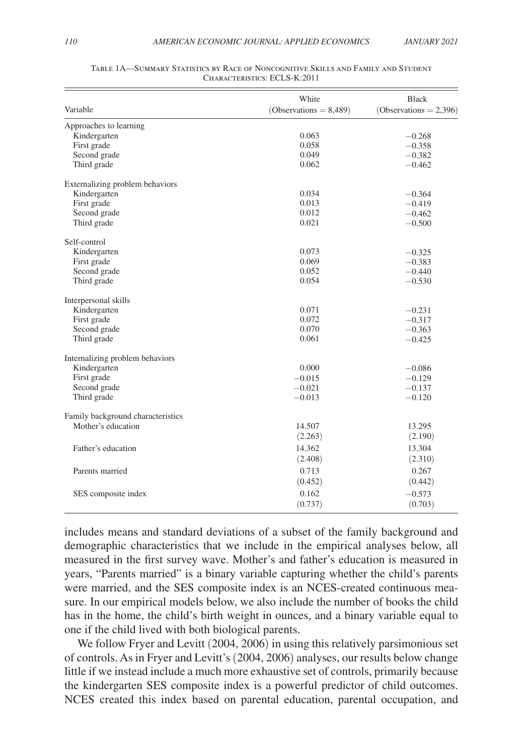Table 1A—Summary Statistics by Race of Noncognitive Skills and Family and Student Characteristics: ECLS-K:2011

| Variable | White (Observations = 8,489) | Black (Observations = 2,396) |
|---|---|---|
| Approaches to learning | | |
| Kindergarten | 0.063 | −0.268 |
| First grade | 0.058 | −0.358 |
| Second grade | 0.049 | −0.382 |
| Third grade | 0.062 | −0.462 |
| Externalizing problem behaviors | | |
| Kindergarten | 0.034 | −0.364 |
| First grade | 0.013 | −0.419 |
| Second grade | 0.012 | −0.462 |
| Third grade | 0.021 | −0.500 |
| Self-control | | |
| Kindergarten | 0.073 | −0.325 |
| First grade | 0.069 | −0.383 |
| Second grade | 0.052 | −0.440 |
| Third grade | 0.054 | −0.530 |
| Interpersonal skills | | |
| Kindergarten | 0.071 | −0.231 |
| First grade | 0.072 | −0.317 |
| Second grade | 0.070 | −0.363 |
| Third grade | 0.061 | −0.425 |
| Internalizing problem behaviors | | |
| Kindergarten | 0.000 | −0.086 |
| First grade | −0.015 | −0.129 |
| Second grade | −0.021 | −0.137 |
| Third grade | −0.013 | −0.120 |
| Family background characteristics | | |
| Mother's education | 14.507 | 13.295 |
| | (2.263) | (2.190) |
| Father's education | 14.362 | 13.304 |
| | (2.408) | (2.310) |
| Parents married | 0.713 | 0.267 |
| | (0.452) | (0.442) |
| SES composite index | 0.162 | −0.573 |
| | (0.737) | (0.703) |

includes means and standard deviations of a subset of the family background and demographic characteristics that we include in the empirical analyses below, all measured in the first survey wave. Mother's and father's education is measured in years, "Parents married" is a binary variable capturing whether the child's parents were married, and the SES composite index is an NCES-created continuous measure. In our empirical models below, we also include the number of books the child has in the home, the child's birth weight in ounces, and a binary variable equal to one if the child lived with both biological parents.

We follow Fryer and Levitt (2004, 2006) in using this relatively parsimonious set of controls. As in Fryer and Levitt's (2004, 2006) analyses, our results below change little if we instead include a much more exhaustive set of controls, primarily because the kindergarten SES composite index is a powerful predictor of child outcomes. NCES created this index based on parental education, parental occupation, and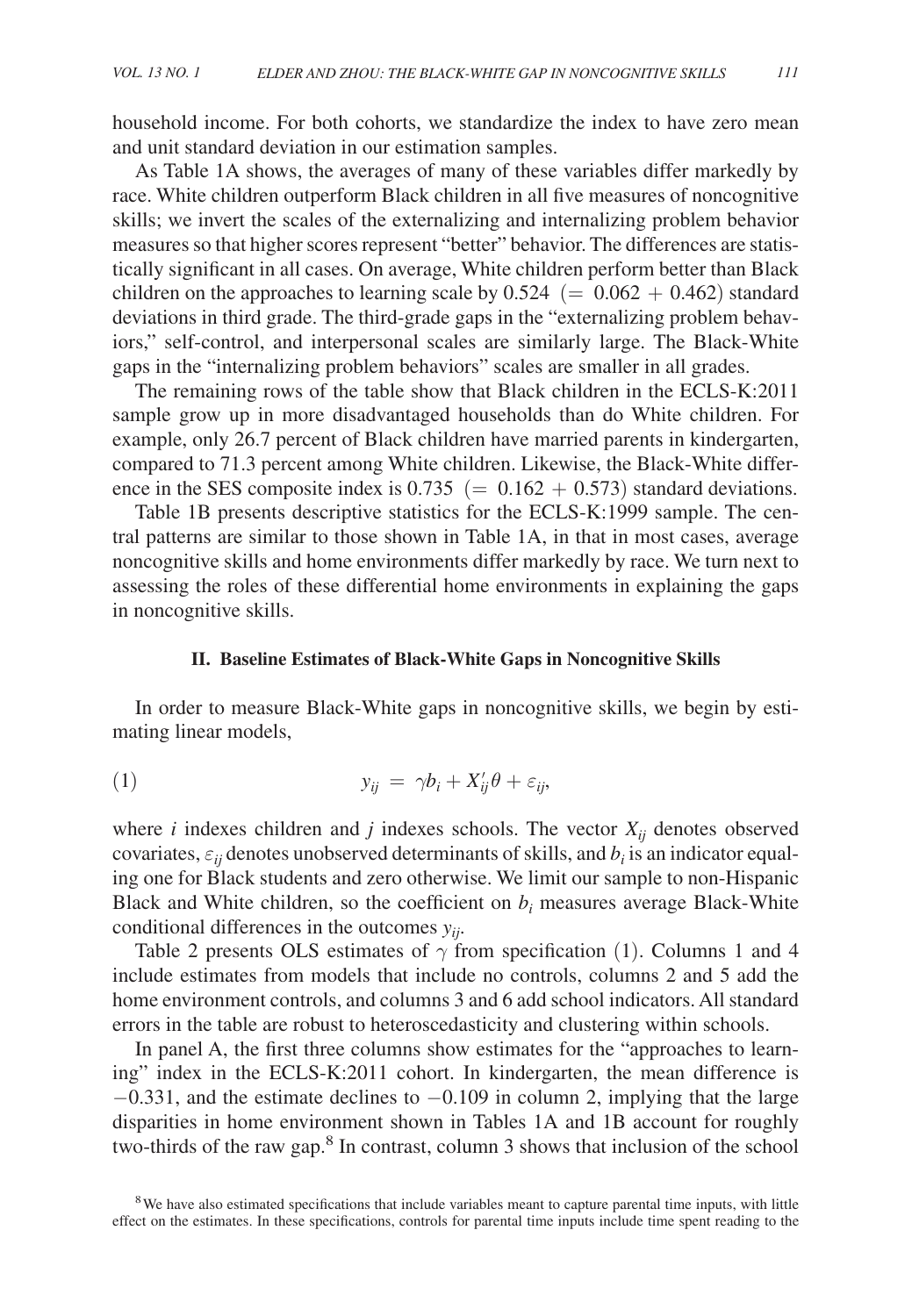household income. For both cohorts, we standardize the index to have zero mean and unit standard deviation in our estimation samples.

As Table 1A shows, the averages of many of these variables differ markedly by race. White children outperform Black children in all five measures of noncognitive skills; we invert the scales of the externalizing and internalizing problem behavior measures so that higher scores represent "better" behavior. The differences are statistically significant in all cases. On average, White children perform better than Black children on the approaches to learning scale by $0.524 \ (= 0.062 + 0.462)$ standard deviations in third grade. The third-grade gaps in the "externalizing problem behaviors," self-control, and interpersonal scales are similarly large. The Black-White gaps in the "internalizing problem behaviors" scales are smaller in all grades.

The remaining rows of the table show that Black children in the ECLS-K:2011 sample grow up in more disadvantaged households than do White children. For example, only 26.7 percent of Black children have married parents in kindergarten, compared to 71.3 percent among White children. Likewise, the Black-White difference in the SES composite index is $0.735 \ (= 0.162 + 0.573)$ standard deviations.

Table 1B presents descriptive statistics for the ECLS-K:1999 sample. The central patterns are similar to those shown in Table 1A, in that in most cases, average noncognitive skills and home environments differ markedly by race. We turn next to assessing the roles of these differential home environments in explaining the gaps in noncognitive skills.

## II. Baseline Estimates of Black-White Gaps in Noncognitive Skills

In order to measure Black-White gaps in noncognitive skills, we begin by estimating linear models,

$$y_{ij} = \gamma b_i + X_{ij}'\theta + \varepsilon_{ij}, \tag{1}$$

where $i$ indexes children and $j$ indexes schools. The vector $X_{ij}$ denotes observed covariates, $\varepsilon_{ij}$ denotes unobserved determinants of skills, and $b_i$ is an indicator equaling one for Black students and zero otherwise. We limit our sample to non-Hispanic Black and White children, so the coefficient on $b_i$ measures average Black-White conditional differences in the outcomes $y_{ij}$.

Table 2 presents OLS estimates of $\gamma$ from specification (1). Columns 1 and 4 include estimates from models that include no controls, columns 2 and 5 add the home environment controls, and columns 3 and 6 add school indicators. All standard errors in the table are robust to heteroscedasticity and clustering within schools.

In panel A, the first three columns show estimates for the "approaches to learning" index in the ECLS-K:2011 cohort. In kindergarten, the mean difference is $-0.331$, and the estimate declines to $-0.109$ in column 2, implying that the large disparities in home environment shown in Tables 1A and 1B account for roughly two-thirds of the raw gap.[8] In contrast, column 3 shows that inclusion of the school

[8] We have also estimated specifications that include variables meant to capture parental time inputs, with little effect on the estimates. In these specifications, controls for parental time inputs include time spent reading to the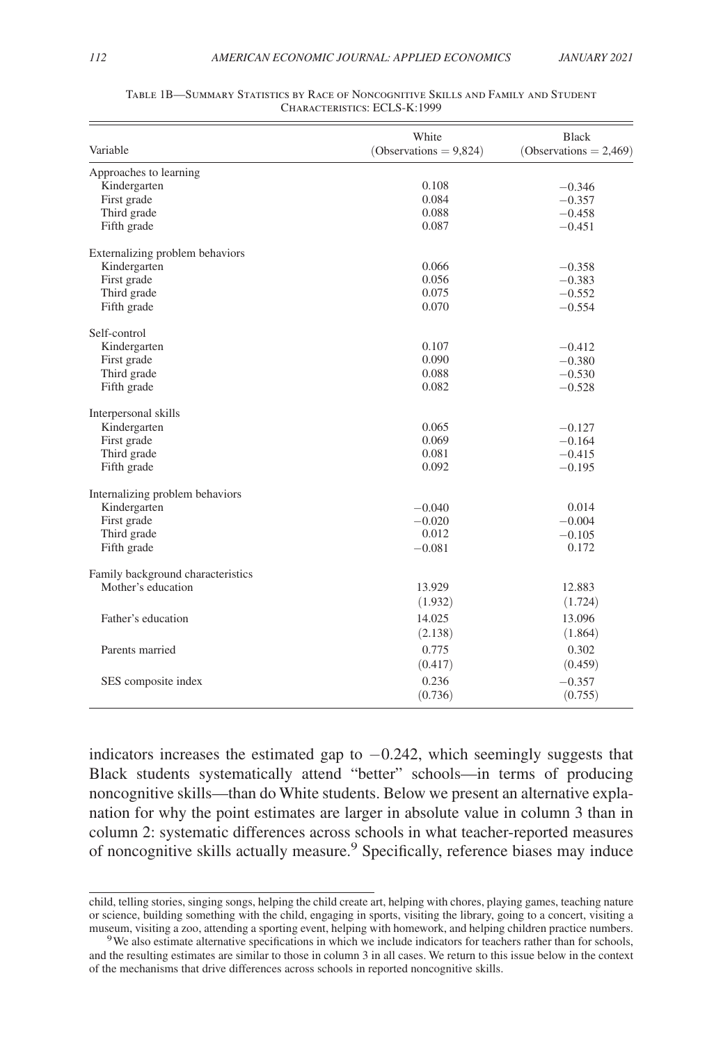Table 1B—Summary Statistics by Race of Noncognitive Skills and Family and Student Characteristics: ECLS-K:1999

| Variable | White (Observations = 9,824) | Black (Observations = 2,469) |
|---|---|---|
| Approaches to learning | | |
| Kindergarten | 0.108 | −0.346 |
| First grade | 0.084 | −0.357 |
| Third grade | 0.088 | −0.458 |
| Fifth grade | 0.087 | −0.451 |
| Externalizing problem behaviors | | |
| Kindergarten | 0.066 | −0.358 |
| First grade | 0.056 | −0.383 |
| Third grade | 0.075 | −0.552 |
| Fifth grade | 0.070 | −0.554 |
| Self-control | | |
| Kindergarten | 0.107 | −0.412 |
| First grade | 0.090 | −0.380 |
| Third grade | 0.088 | −0.530 |
| Fifth grade | 0.082 | −0.528 |
| Interpersonal skills | | |
| Kindergarten | 0.065 | −0.127 |
| First grade | 0.069 | −0.164 |
| Third grade | 0.081 | −0.415 |
| Fifth grade | 0.092 | −0.195 |
| Internalizing problem behaviors | | |
| Kindergarten | −0.040 | 0.014 |
| First grade | −0.020 | −0.004 |
| Third grade | 0.012 | −0.105 |
| Fifth grade | −0.081 | 0.172 |
| Family background characteristics | | |
| Mother's education | 13.929 | 12.883 |
| | (1.932) | (1.724) |
| Father's education | 14.025 | 13.096 |
| | (2.138) | (1.864) |
| Parents married | 0.775 | 0.302 |
| | (0.417) | (0.459) |
| SES composite index | 0.236 | −0.357 |
| | (0.736) | (0.755) |

indicators increases the estimated gap to $-0.242$, which seemingly suggests that Black students systematically attend "better" schools—in terms of producing noncognitive skills—than do White students. Below we present an alternative explanation for why the point estimates are larger in absolute value in column 3 than in column 2: systematic differences across schools in what teacher-reported measures of noncognitive skills actually measure.[9] Specifically, reference biases may induce

child, telling stories, singing songs, helping the child create art, helping with chores, playing games, teaching nature or science, building something with the child, engaging in sports, visiting the library, going to a concert, visiting a museum, visiting a zoo, attending a sporting event, helping with homework, and helping children practice numbers.

[9] We also estimate alternative specifications in which we include indicators for teachers rather than for schools, and the resulting estimates are similar to those in column 3 in all cases. We return to this issue below in the context of the mechanisms that drive differences across schools in reported noncognitive skills.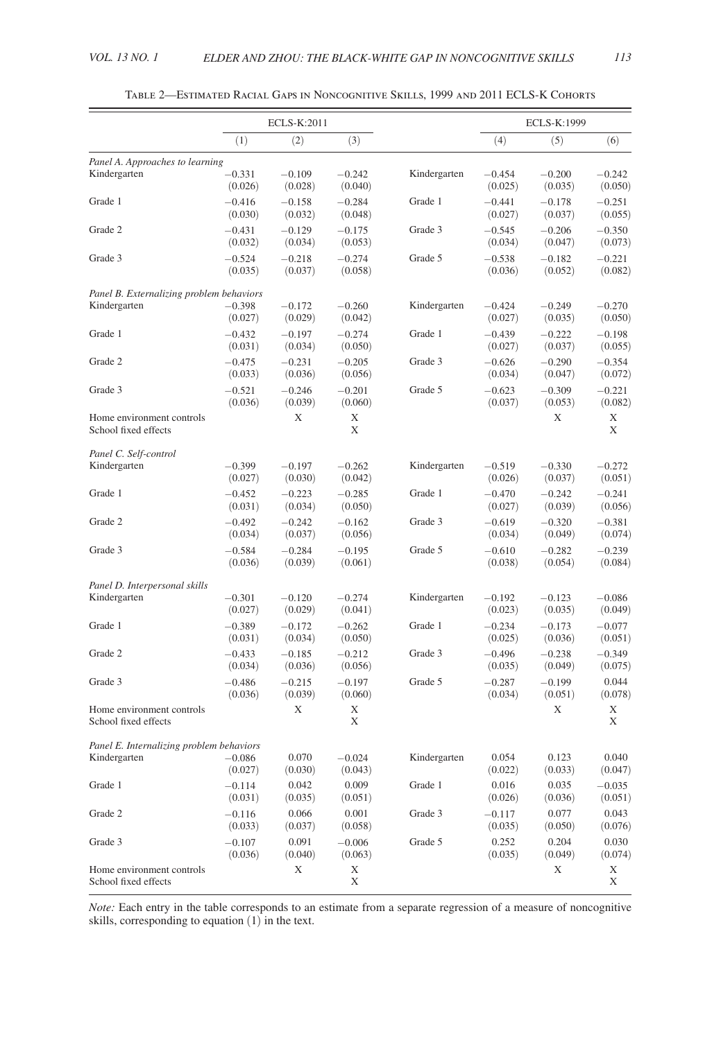Table 2—Estimated Racial Gaps in Noncognitive Skills, 1999 and 2011 ECLS-K Cohorts

| | ECLS-K:2011 | | | | ECLS-K:1999 | | |
|---|---|---|---|---|---|---|---|
| | (1) | (2) | (3) | | (4) | (5) | (6) |
| *Panel A. Approaches to learning* | | | | | | | |
| Kindergarten | −0.331 | −0.109 | −0.242 | Kindergarten | −0.454 | −0.200 | −0.242 |
| | (0.026) | (0.028) | (0.040) | | (0.025) | (0.035) | (0.050) |
| Grade 1 | −0.416 | −0.158 | −0.284 | Grade 1 | −0.441 | −0.178 | −0.251 |
| | (0.030) | (0.032) | (0.048) | | (0.027) | (0.037) | (0.055) |
| Grade 2 | −0.431 | −0.129 | −0.175 | Grade 3 | −0.545 | −0.206 | −0.350 |
| | (0.032) | (0.034) | (0.053) | | (0.034) | (0.047) | (0.073) |
| Grade 3 | −0.524 | −0.218 | −0.274 | Grade 5 | −0.538 | −0.182 | −0.221 |
| | (0.035) | (0.037) | (0.058) | | (0.036) | (0.052) | (0.082) |
| *Panel B. Externalizing problem behaviors* | | | | | | | |
| Kindergarten | −0.398 | −0.172 | −0.260 | Kindergarten | −0.424 | −0.249 | −0.270 |
| | (0.027) | (0.029) | (0.042) | | (0.027) | (0.035) | (0.050) |
| Grade 1 | −0.432 | −0.197 | −0.274 | Grade 1 | −0.439 | −0.222 | −0.198 |
| | (0.031) | (0.034) | (0.050) | | (0.027) | (0.037) | (0.055) |
| Grade 2 | −0.475 | −0.231 | −0.205 | Grade 3 | −0.626 | −0.290 | −0.354 |
| | (0.033) | (0.036) | (0.056) | | (0.034) | (0.047) | (0.072) |
| Grade 3 | −0.521 | −0.246 | −0.201 | Grade 5 | −0.623 | −0.309 | −0.221 |
| | (0.036) | (0.039) | (0.060) | | (0.037) | (0.053) | (0.082) |
| Home environment controls | | X | X | | | X | X |
| School fixed effects | | | X | | | | X |
| *Panel C. Self-control* | | | | | | | |
| Kindergarten | −0.399 | −0.197 | −0.262 | Kindergarten | −0.519 | −0.330 | −0.272 |
| | (0.027) | (0.030) | (0.042) | | (0.026) | (0.037) | (0.051) |
| Grade 1 | −0.452 | −0.223 | −0.285 | Grade 1 | −0.470 | −0.242 | −0.241 |
| | (0.031) | (0.034) | (0.050) | | (0.027) | (0.039) | (0.056) |
| Grade 2 | −0.492 | −0.242 | −0.162 | Grade 3 | −0.619 | −0.320 | −0.381 |
| | (0.034) | (0.037) | (0.056) | | (0.034) | (0.049) | (0.074) |
| Grade 3 | −0.584 | −0.284 | −0.195 | Grade 5 | −0.610 | −0.282 | −0.239 |
| | (0.036) | (0.039) | (0.061) | | (0.038) | (0.054) | (0.084) |
| *Panel D. Interpersonal skills* | | | | | | | |
| Kindergarten | −0.301 | −0.120 | −0.274 | Kindergarten | −0.192 | −0.123 | −0.086 |
| | (0.027) | (0.029) | (0.041) | | (0.023) | (0.035) | (0.049) |
| Grade 1 | −0.389 | −0.172 | −0.262 | Grade 1 | −0.234 | −0.173 | −0.077 |
| | (0.031) | (0.034) | (0.050) | | (0.025) | (0.036) | (0.051) |
| Grade 2 | −0.433 | −0.185 | −0.212 | Grade 3 | −0.496 | −0.238 | −0.349 |
| | (0.034) | (0.036) | (0.056) | | (0.035) | (0.049) | (0.075) |
| Grade 3 | −0.486 | −0.215 | −0.197 | Grade 5 | −0.287 | −0.199 | 0.044 |
| | (0.036) | (0.039) | (0.060) | | (0.034) | (0.051) | (0.078) |
| Home environment controls | | X | X | | | X | X |
| School fixed effects | | | X | | | | X |
| *Panel E. Internalizing problem behaviors* | | | | | | | |
| Kindergarten | −0.086 | 0.070 | −0.024 | Kindergarten | 0.054 | 0.123 | 0.040 |
| | (0.027) | (0.030) | (0.043) | | (0.022) | (0.033) | (0.047) |
| Grade 1 | −0.114 | 0.042 | 0.009 | Grade 1 | 0.016 | 0.035 | −0.035 |
| | (0.031) | (0.035) | (0.051) | | (0.026) | (0.036) | (0.051) |
| Grade 2 | −0.116 | 0.066 | 0.001 | Grade 3 | −0.117 | 0.077 | 0.043 |
| | (0.033) | (0.037) | (0.058) | | (0.035) | (0.050) | (0.076) |
| Grade 3 | −0.107 | 0.091 | −0.006 | Grade 5 | 0.252 | 0.204 | 0.030 |
| | (0.036) | (0.040) | (0.063) | | (0.035) | (0.049) | (0.074) |
| Home environment controls | | X | X | | | X | X |
| School fixed effects | | | X | | | | X |

*Note:* Each entry in the table corresponds to an estimate from a separate regression of a measure of noncognitive skills, corresponding to equation (1) in the text.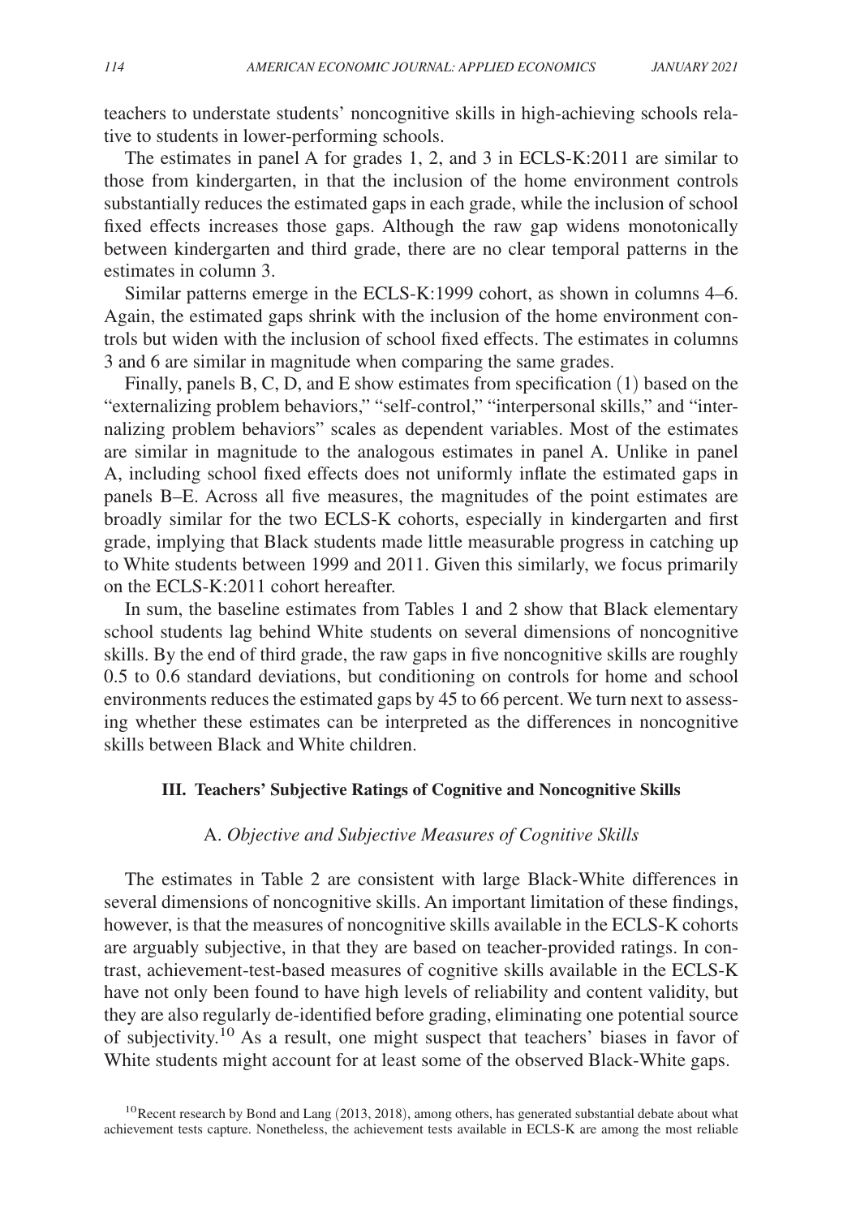teachers to understate students' noncognitive skills in high-achieving schools relative to students in lower-performing schools.

The estimates in panel A for grades 1, 2, and 3 in ECLS-K:2011 are similar to those from kindergarten, in that the inclusion of the home environment controls substantially reduces the estimated gaps in each grade, while the inclusion of school fixed effects increases those gaps. Although the raw gap widens monotonically between kindergarten and third grade, there are no clear temporal patterns in the estimates in column 3.

Similar patterns emerge in the ECLS-K:1999 cohort, as shown in columns 4–6. Again, the estimated gaps shrink with the inclusion of the home environment controls but widen with the inclusion of school fixed effects. The estimates in columns 3 and 6 are similar in magnitude when comparing the same grades.

Finally, panels B, C, D, and E show estimates from specification (1) based on the "externalizing problem behaviors," "self-control," "interpersonal skills," and "internalizing problem behaviors" scales as dependent variables. Most of the estimates are similar in magnitude to the analogous estimates in panel A. Unlike in panel A, including school fixed effects does not uniformly inflate the estimated gaps in panels B–E. Across all five measures, the magnitudes of the point estimates are broadly similar for the two ECLS-K cohorts, especially in kindergarten and first grade, implying that Black students made little measurable progress in catching up to White students between 1999 and 2011. Given this similarly, we focus primarily on the ECLS-K:2011 cohort hereafter.

In sum, the baseline estimates from Tables 1 and 2 show that Black elementary school students lag behind White students on several dimensions of noncognitive skills. By the end of third grade, the raw gaps in five noncognitive skills are roughly 0.5 to 0.6 standard deviations, but conditioning on controls for home and school environments reduces the estimated gaps by 45 to 66 percent. We turn next to assessing whether these estimates can be interpreted as the differences in noncognitive skills between Black and White children.

## III. Teachers' Subjective Ratings of Cognitive and Noncognitive Skills

### A. *Objective and Subjective Measures of Cognitive Skills*

The estimates in Table 2 are consistent with large Black-White differences in several dimensions of noncognitive skills. An important limitation of these findings, however, is that the measures of noncognitive skills available in the ECLS-K cohorts are arguably subjective, in that they are based on teacher-provided ratings. In contrast, achievement-test-based measures of cognitive skills available in the ECLS-K have not only been found to have high levels of reliability and content validity, but they are also regularly de-identified before grading, eliminating one potential source of subjectivity.[10] As a result, one might suspect that teachers' biases in favor of White students might account for at least some of the observed Black-White gaps.

[10] Recent research by Bond and Lang (2013, 2018), among others, has generated substantial debate about what achievement tests capture. Nonetheless, the achievement tests available in ECLS-K are among the most reliable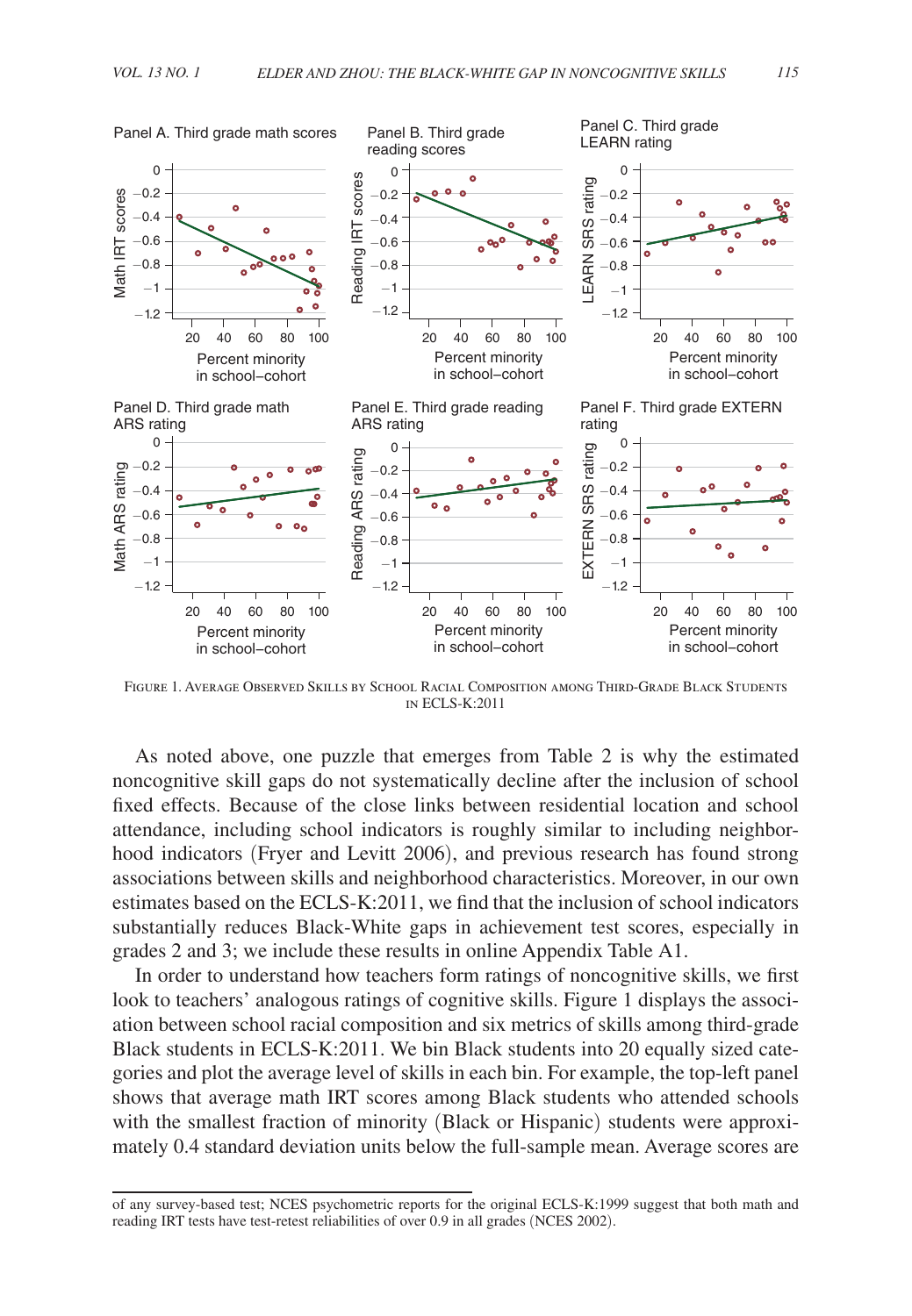FIGURE 1. AVERAGE OBSERVED SKILLS BY SCHOOL RACIAL COMPOSITION AMONG THIRD-GRADE BLACK STUDENTS IN ECLS-K:2011

As noted above, one puzzle that emerges from Table 2 is why the estimated noncognitive skill gaps do not systematically decline after the inclusion of school fixed effects. Because of the close links between residential location and school attendance, including school indicators is roughly similar to including neighborhood indicators (Fryer and Levitt 2006), and previous research has found strong associations between skills and neighborhood characteristics. Moreover, in our own estimates based on the ECLS-K:2011, we find that the inclusion of school indicators substantially reduces Black-White gaps in achievement test scores, especially in grades 2 and 3; we include these results in online Appendix Table A1.

In order to understand how teachers form ratings of noncognitive skills, we first look to teachers' analogous ratings of cognitive skills. Figure 1 displays the association between school racial composition and six metrics of skills among third-grade Black students in ECLS-K:2011. We bin Black students into 20 equally sized categories and plot the average level of skills in each bin. For example, the top-left panel shows that average math IRT scores among Black students who attended schools with the smallest fraction of minority (Black or Hispanic) students were approximately 0.4 standard deviation units below the full-sample mean. Average scores are

of any survey-based test; NCES psychometric reports for the original ECLS-K:1999 suggest that both math and reading IRT tests have test-retest reliabilities of over 0.9 in all grades (NCES 2002).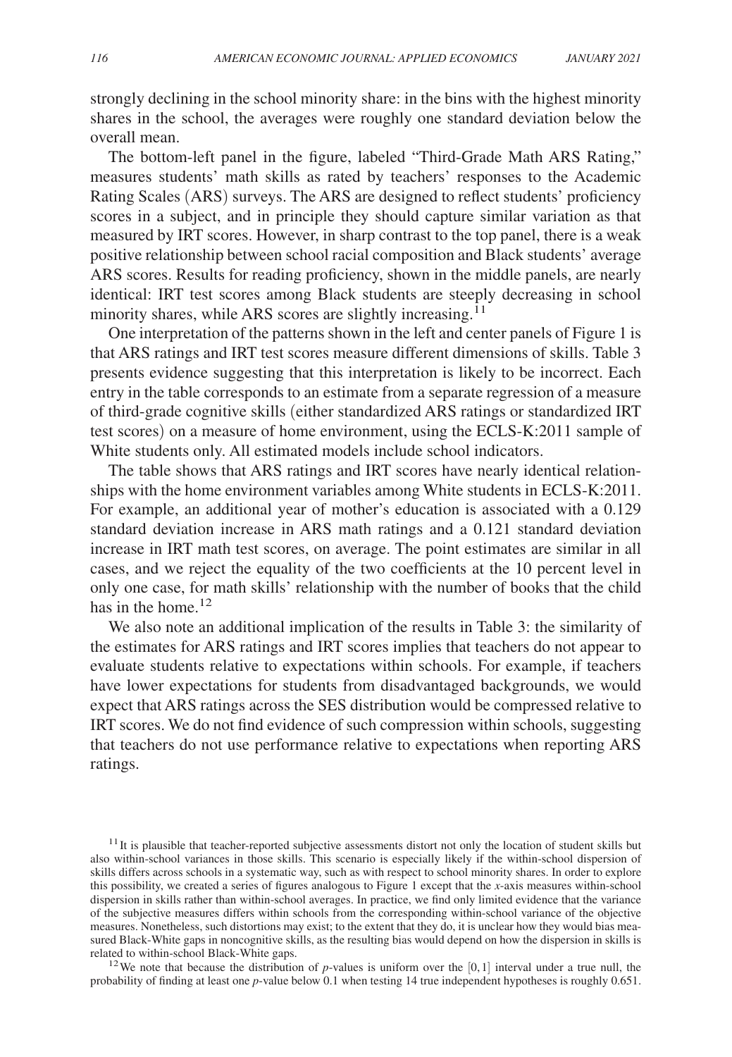strongly declining in the school minority share: in the bins with the highest minority shares in the school, the averages were roughly one standard deviation below the overall mean.

The bottom-left panel in the figure, labeled "Third-Grade Math ARS Rating," measures students' math skills as rated by teachers' responses to the Academic Rating Scales (ARS) surveys. The ARS are designed to reflect students' proficiency scores in a subject, and in principle they should capture similar variation as that measured by IRT scores. However, in sharp contrast to the top panel, there is a weak positive relationship between school racial composition and Black students' average ARS scores. Results for reading proficiency, shown in the middle panels, are nearly identical: IRT test scores among Black students are steeply decreasing in school minority shares, while ARS scores are slightly increasing.[11]

One interpretation of the patterns shown in the left and center panels of Figure 1 is that ARS ratings and IRT test scores measure different dimensions of skills. Table 3 presents evidence suggesting that this interpretation is likely to be incorrect. Each entry in the table corresponds to an estimate from a separate regression of a measure of third-grade cognitive skills (either standardized ARS ratings or standardized IRT test scores) on a measure of home environment, using the ECLS-K:2011 sample of White students only. All estimated models include school indicators.

The table shows that ARS ratings and IRT scores have nearly identical relationships with the home environment variables among White students in ECLS-K:2011. For example, an additional year of mother's education is associated with a 0.129 standard deviation increase in ARS math ratings and a 0.121 standard deviation increase in IRT math test scores, on average. The point estimates are similar in all cases, and we reject the equality of the two coefficients at the 10 percent level in only one case, for math skills' relationship with the number of books that the child has in the home.[12]

We also note an additional implication of the results in Table 3: the similarity of the estimates for ARS ratings and IRT scores implies that teachers do not appear to evaluate students relative to expectations within schools. For example, if teachers have lower expectations for students from disadvantaged backgrounds, we would expect that ARS ratings across the SES distribution would be compressed relative to IRT scores. We do not find evidence of such compression within schools, suggesting that teachers do not use performance relative to expectations when reporting ARS ratings.

[11] It is plausible that teacher-reported subjective assessments distort not only the location of student skills but also within-school variances in those skills. This scenario is especially likely if the within-school dispersion of skills differs across schools in a systematic way, such as with respect to school minority shares. In order to explore this possibility, we created a series of figures analogous to Figure 1 except that the *x*-axis measures within-school dispersion in skills rather than within-school averages. In practice, we find only limited evidence that the variance of the subjective measures differs within schools from the corresponding within-school variance of the objective measures. Nonetheless, such distortions may exist; to the extent that they do, it is unclear how they would bias measured Black-White gaps in noncognitive skills, as the resulting bias would depend on how the dispersion in skills is related to within-school Black-White gaps.

[12] We note that because the distribution of *p*-values is uniform over the $[0, 1]$ interval under a true null, the probability of finding at least one *p*-value below 0.1 when testing 14 true independent hypotheses is roughly 0.651.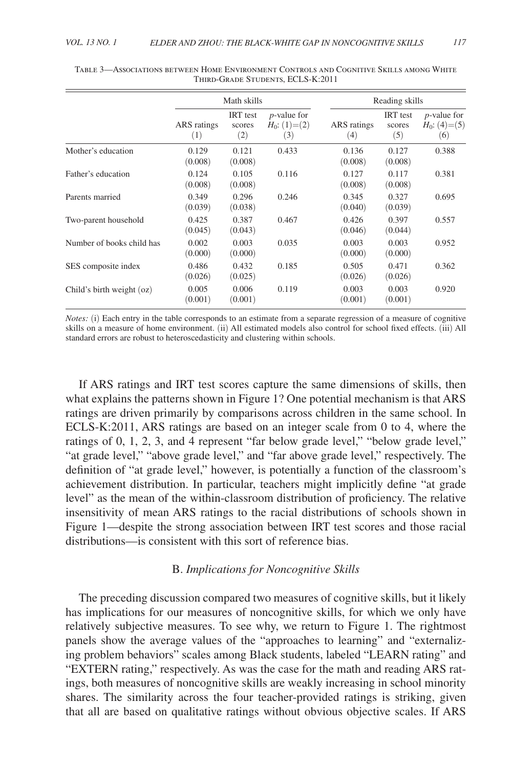Table 3—Associations between Home Environment Controls and Cognitive Skills among White Third-Grade Students, ECLS-K:2011

| | Math skills | | | Reading skills | | |
|---|---|---|---|---|---|---|
| | ARS ratings (1) | IRT test scores (2) | $p$-value for $H_0$: (1)=(2) (3) | ARS ratings (4) | IRT test scores (5) | $p$-value for $H_0$: (4)=(5) (6) |
| Mother's education | 0.129 (0.008) | 0.121 (0.008) | 0.433 | 0.136 (0.008) | 0.127 (0.008) | 0.388 |
| Father's education | 0.124 (0.008) | 0.105 (0.008) | 0.116 | 0.127 (0.008) | 0.117 (0.008) | 0.381 |
| Parents married | 0.349 (0.039) | 0.296 (0.038) | 0.246 | 0.345 (0.040) | 0.327 (0.039) | 0.695 |
| Two-parent household | 0.425 (0.045) | 0.387 (0.043) | 0.467 | 0.426 (0.046) | 0.397 (0.044) | 0.557 |
| Number of books child has | 0.002 (0.000) | 0.003 (0.000) | 0.035 | 0.003 (0.000) | 0.003 (0.000) | 0.952 |
| SES composite index | 0.486 (0.026) | 0.432 (0.025) | 0.185 | 0.505 (0.026) | 0.471 (0.026) | 0.362 |
| Child's birth weight (oz) | 0.005 (0.001) | 0.006 (0.001) | 0.119 | 0.003 (0.001) | 0.003 (0.001) | 0.920 |

*Notes:* (i) Each entry in the table corresponds to an estimate from a separate regression of a measure of cognitive skills on a measure of home environment. (ii) All estimated models also control for school fixed effects. (iii) All standard errors are robust to heteroscedasticity and clustering within schools.

If ARS ratings and IRT test scores capture the same dimensions of skills, then what explains the patterns shown in Figure 1? One potential mechanism is that ARS ratings are driven primarily by comparisons across children in the same school. In ECLS-K:2011, ARS ratings are based on an integer scale from 0 to 4, where the ratings of 0, 1, 2, 3, and 4 represent "far below grade level," "below grade level," "at grade level," "above grade level," and "far above grade level," respectively. The definition of "at grade level," however, is potentially a function of the classroom's achievement distribution. In particular, teachers might implicitly define "at grade level" as the mean of the within-classroom distribution of proficiency. The relative insensitivity of mean ARS ratings to the racial distributions of schools shown in Figure 1—despite the strong association between IRT test scores and those racial distributions—is consistent with this sort of reference bias.

### B. *Implications for Noncognitive Skills*

The preceding discussion compared two measures of cognitive skills, but it likely has implications for our measures of noncognitive skills, for which we only have relatively subjective measures. To see why, we return to Figure 1. The rightmost panels show the average values of the "approaches to learning" and "externalizing problem behaviors" scales among Black students, labeled "LEARN rating" and "EXTERN rating," respectively. As was the case for the math and reading ARS ratings, both measures of noncognitive skills are weakly increasing in school minority shares. The similarity across the four teacher-provided ratings is striking, given that all are based on qualitative ratings without obvious objective scales. If ARS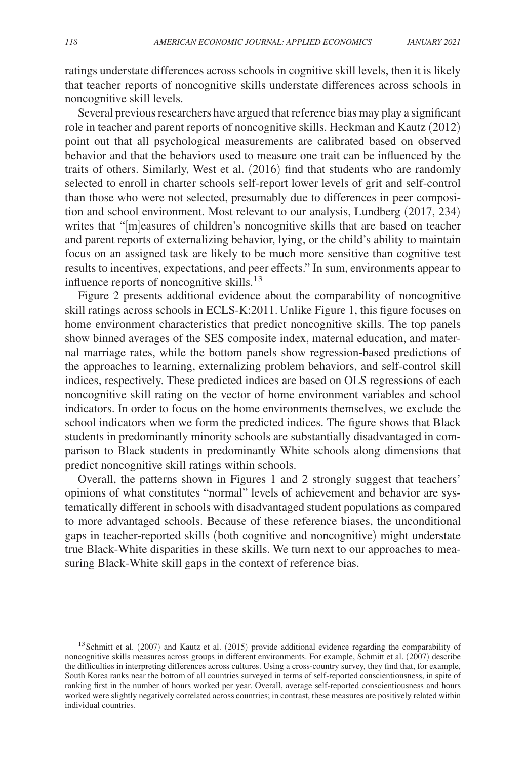ratings understate differences across schools in cognitive skill levels, then it is likely that teacher reports of noncognitive skills understate differences across schools in noncognitive skill levels.

Several previous researchers have argued that reference bias may play a significant role in teacher and parent reports of noncognitive skills. Heckman and Kautz (2012) point out that all psychological measurements are calibrated based on observed behavior and that the behaviors used to measure one trait can be influenced by the traits of others. Similarly, West et al. (2016) find that students who are randomly selected to enroll in charter schools self-report lower levels of grit and self-control than those who were not selected, presumably due to differences in peer composition and school environment. Most relevant to our analysis, Lundberg (2017, 234) writes that "[m]easures of children's noncognitive skills that are based on teacher and parent reports of externalizing behavior, lying, or the child's ability to maintain focus on an assigned task are likely to be much more sensitive than cognitive test results to incentives, expectations, and peer effects." In sum, environments appear to influence reports of noncognitive skills.[13]

Figure 2 presents additional evidence about the comparability of noncognitive skill ratings across schools in ECLS-K:2011. Unlike Figure 1, this figure focuses on home environment characteristics that predict noncognitive skills. The top panels show binned averages of the SES composite index, maternal education, and maternal marriage rates, while the bottom panels show regression-based predictions of the approaches to learning, externalizing problem behaviors, and self-control skill indices, respectively. These predicted indices are based on OLS regressions of each noncognitive skill rating on the vector of home environment variables and school indicators. In order to focus on the home environments themselves, we exclude the school indicators when we form the predicted indices. The figure shows that Black students in predominantly minority schools are substantially disadvantaged in comparison to Black students in predominantly White schools along dimensions that predict noncognitive skill ratings within schools.

Overall, the patterns shown in Figures 1 and 2 strongly suggest that teachers' opinions of what constitutes "normal" levels of achievement and behavior are systematically different in schools with disadvantaged student populations as compared to more advantaged schools. Because of these reference biases, the unconditional gaps in teacher-reported skills (both cognitive and noncognitive) might understate true Black-White disparities in these skills. We turn next to our approaches to measuring Black-White skill gaps in the context of reference bias.

[13] Schmitt et al. (2007) and Kautz et al. (2015) provide additional evidence regarding the comparability of noncognitive skills measures across groups in different environments. For example, Schmitt et al. (2007) describe the difficulties in interpreting differences across cultures. Using a cross-country survey, they find that, for example, South Korea ranks near the bottom of all countries surveyed in terms of self-reported conscientiousness, in spite of ranking first in the number of hours worked per year. Overall, average self-reported conscientiousness and hours worked were slightly negatively correlated across countries; in contrast, these measures are positively related within individual countries.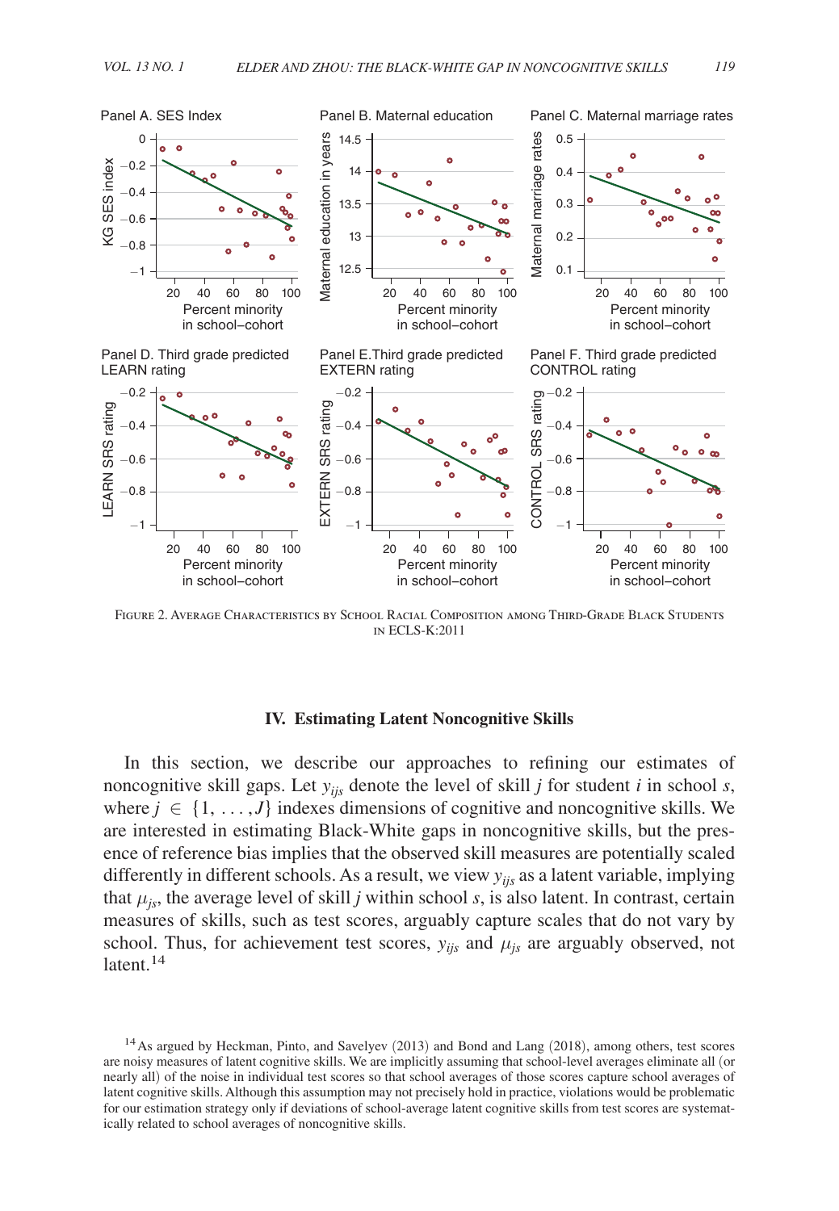Figure 2. Average Characteristics by School Racial Composition among Third-Grade Black Students in ECLS-K:2011

## IV. Estimating Latent Noncognitive Skills

In this section, we describe our approaches to refining our estimates of noncognitive skill gaps. Let $y_{ijs}$ denote the level of skill $j$ for student $i$ in school $s$, where $j \in \{1, \ldots, J\}$ indexes dimensions of cognitive and noncognitive skills. We are interested in estimating Black-White gaps in noncognitive skills, but the presence of reference bias implies that the observed skill measures are potentially scaled differently in different schools. As a result, we view $y_{ijs}$ as a latent variable, implying that $\mu_{js}$, the average level of skill $j$ within school $s$, is also latent. In contrast, certain measures of skills, such as test scores, arguably capture scales that do not vary by school. Thus, for achievement test scores, $y_{ijs}$ and $\mu_{js}$ are arguably observed, not latent.[14]

[14] As argued by Heckman, Pinto, and Savelyev (2013) and Bond and Lang (2018), among others, test scores are noisy measures of latent cognitive skills. We are implicitly assuming that school-level averages eliminate all (or nearly all) of the noise in individual test scores so that school averages of those scores capture school averages of latent cognitive skills. Although this assumption may not precisely hold in practice, violations would be problematic for our estimation strategy only if deviations of school-average latent cognitive skills from test scores are systematically related to school averages of noncognitive skills.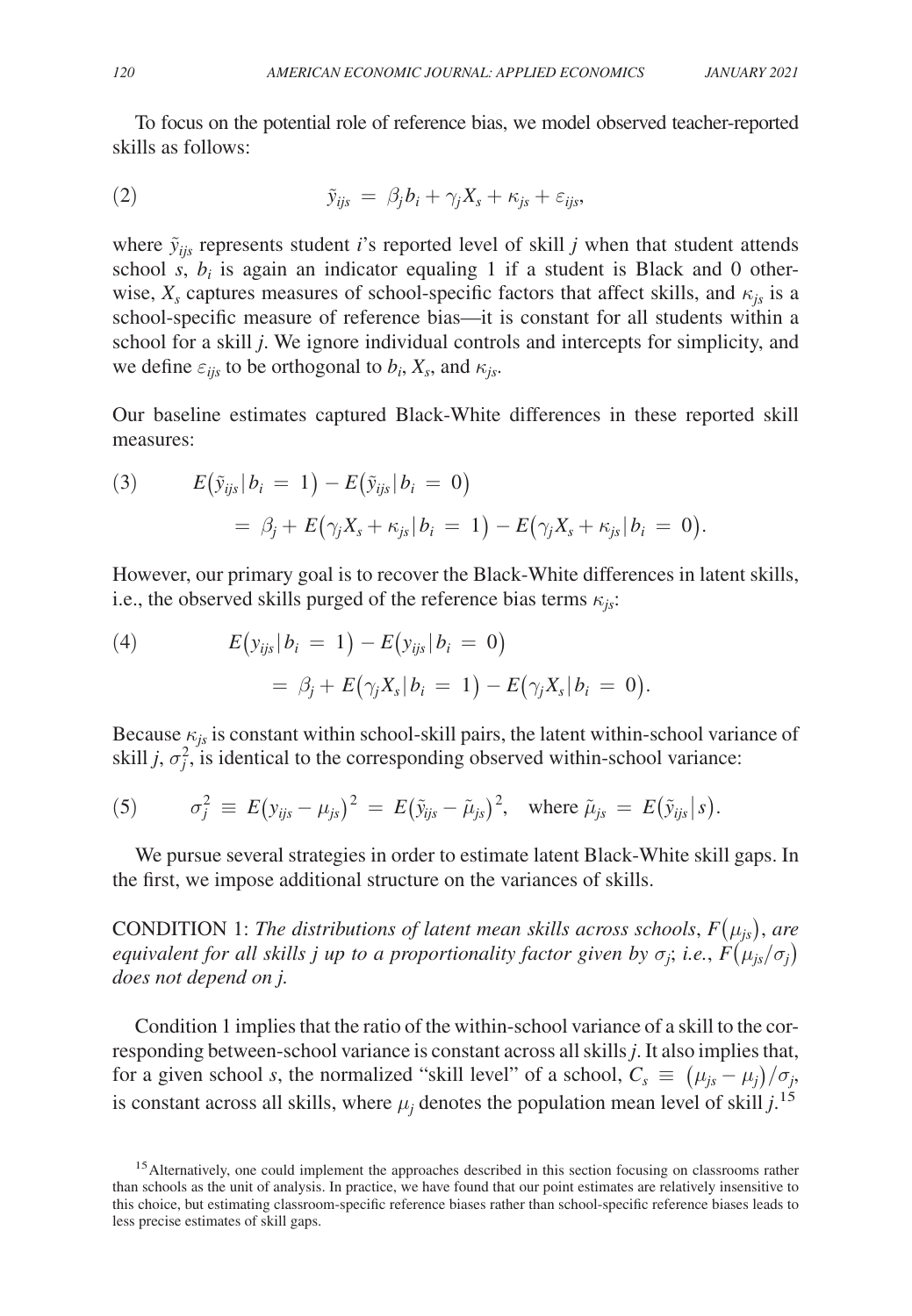To focus on the potential role of reference bias, we model observed teacher-reported skills as follows:

$$(2) \qquad \tilde{y}_{ijs} = \beta_j b_i + \gamma_j X_s + \kappa_{js} + \varepsilon_{ijs},$$

where $\tilde{y}_{ijs}$ represents student $i$'s reported level of skill $j$ when that student attends school $s$, $b_i$ is again an indicator equaling 1 if a student is Black and 0 otherwise, $X_s$ captures measures of school-specific factors that affect skills, and $\kappa_{js}$ is a school-specific measure of reference bias—it is constant for all students within a school for a skill $j$. We ignore individual controls and intercepts for simplicity, and we define $\varepsilon_{ijs}$ to be orthogonal to $b_i$, $X_s$, and $\kappa_{js}$.

Our baseline estimates captured Black-White differences in these reported skill measures:

$$(3) \qquad E(\tilde{y}_{ijs} | b_i = 1) - E(\tilde{y}_{ijs} | b_i = 0)$$
$$= \beta_j + E(\gamma_j X_s + \kappa_{js} | b_i = 1) - E(\gamma_j X_s + \kappa_{js} | b_i = 0).$$

However, our primary goal is to recover the Black-White differences in latent skills, i.e., the observed skills purged of the reference bias terms $\kappa_{js}$:

$$(4) \qquad E(y_{ijs} | b_i = 1) - E(y_{ijs} | b_i = 0)$$
$$= \beta_j + E(\gamma_j X_s | b_i = 1) - E(\gamma_j X_s | b_i = 0).$$

Because $\kappa_{js}$ is constant within school-skill pairs, the latent within-school variance of skill $j$, $\sigma_j^2$, is identical to the corresponding observed within-school variance:

$$(5) \qquad \sigma_j^2 \equiv E(y_{ijs} - \mu_{js})^2 = E(\tilde{y}_{ijs} - \tilde{\mu}_{js})^2, \quad \text{where } \tilde{\mu}_{js} = E(\tilde{y}_{ijs} | s).$$

We pursue several strategies in order to estimate latent Black-White skill gaps. In the first, we impose additional structure on the variances of skills.

CONDITION 1: *The distributions of latent mean skills across schools*, $F(\mu_{js})$, *are equivalent for all skills j up to a proportionality factor given by* $\sigma_j$; *i.e.*, $F(\mu_{js}/\sigma_j)$ *does not depend on j.*

Condition 1 implies that the ratio of the within-school variance of a skill to the corresponding between-school variance is constant across all skills $j$. It also implies that, for a given school $s$, the normalized "skill level" of a school, $C_s \equiv (\mu_{js} - \mu_j)/\sigma_j$, is constant across all skills, where $\mu_j$ denotes the population mean level of skill $j$.[15]

[15] Alternatively, one could implement the approaches described in this section focusing on classrooms rather than schools as the unit of analysis. In practice, we have found that our point estimates are relatively insensitive to this choice, but estimating classroom-specific reference biases rather than school-specific reference biases leads to less precise estimates of skill gaps.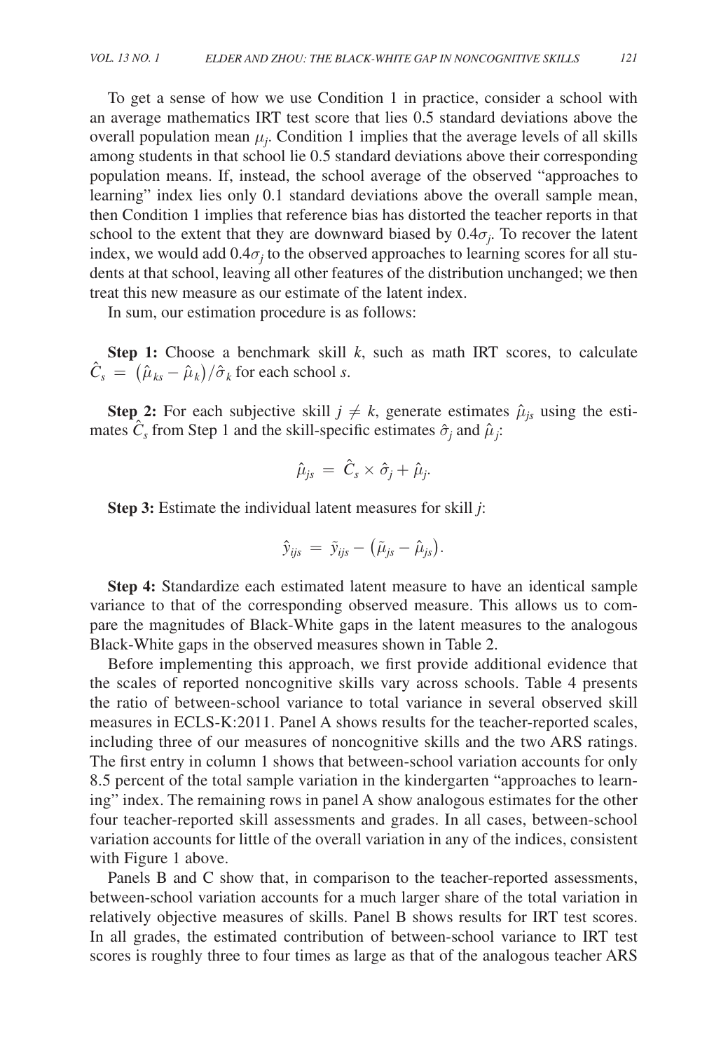To get a sense of how we use Condition 1 in practice, consider a school with an average mathematics IRT test score that lies 0.5 standard deviations above the overall population mean $\mu_j$. Condition 1 implies that the average levels of all skills among students in that school lie 0.5 standard deviations above their corresponding population means. If, instead, the school average of the observed "approaches to learning" index lies only 0.1 standard deviations above the overall sample mean, then Condition 1 implies that reference bias has distorted the teacher reports in that school to the extent that they are downward biased by $0.4\sigma_j$. To recover the latent index, we would add $0.4\sigma_j$ to the observed approaches to learning scores for all students at that school, leaving all other features of the distribution unchanged; we then treat this new measure as our estimate of the latent index.

In sum, our estimation procedure is as follows:

**Step 1:** Choose a benchmark skill $k$, such as math IRT scores, to calculate $\hat{C}_s = (\hat{\mu}_{ks} - \hat{\mu}_k)/\hat{\sigma}_k$ for each school $s$.

**Step 2:** For each subjective skill $j \neq k$, generate estimates $\hat{\mu}_{js}$ using the estimates $\hat{C}_s$ from Step 1 and the skill-specific estimates $\hat{\sigma}_j$ and $\hat{\mu}_j$:

$$\hat{\mu}_{js} = \hat{C}_s \times \hat{\sigma}_j + \hat{\mu}_j.$$

**Step 3:** Estimate the individual latent measures for skill $j$:

$$\hat{y}_{ijs} = \tilde{y}_{ijs} - (\tilde{\mu}_{js} - \hat{\mu}_{js}).$$

**Step 4:** Standardize each estimated latent measure to have an identical sample variance to that of the corresponding observed measure. This allows us to compare the magnitudes of Black-White gaps in the latent measures to the analogous Black-White gaps in the observed measures shown in Table 2.

Before implementing this approach, we first provide additional evidence that the scales of reported noncognitive skills vary across schools. Table 4 presents the ratio of between-school variance to total variance in several observed skill measures in ECLS-K:2011. Panel A shows results for the teacher-reported scales, including three of our measures of noncognitive skills and the two ARS ratings. The first entry in column 1 shows that between-school variation accounts for only 8.5 percent of the total sample variation in the kindergarten "approaches to learning" index. The remaining rows in panel A show analogous estimates for the other four teacher-reported skill assessments and grades. In all cases, between-school variation accounts for little of the overall variation in any of the indices, consistent with Figure 1 above.

Panels B and C show that, in comparison to the teacher-reported assessments, between-school variation accounts for a much larger share of the total variation in relatively objective measures of skills. Panel B shows results for IRT test scores. In all grades, the estimated contribution of between-school variance to IRT test scores is roughly three to four times as large as that of the analogous teacher ARS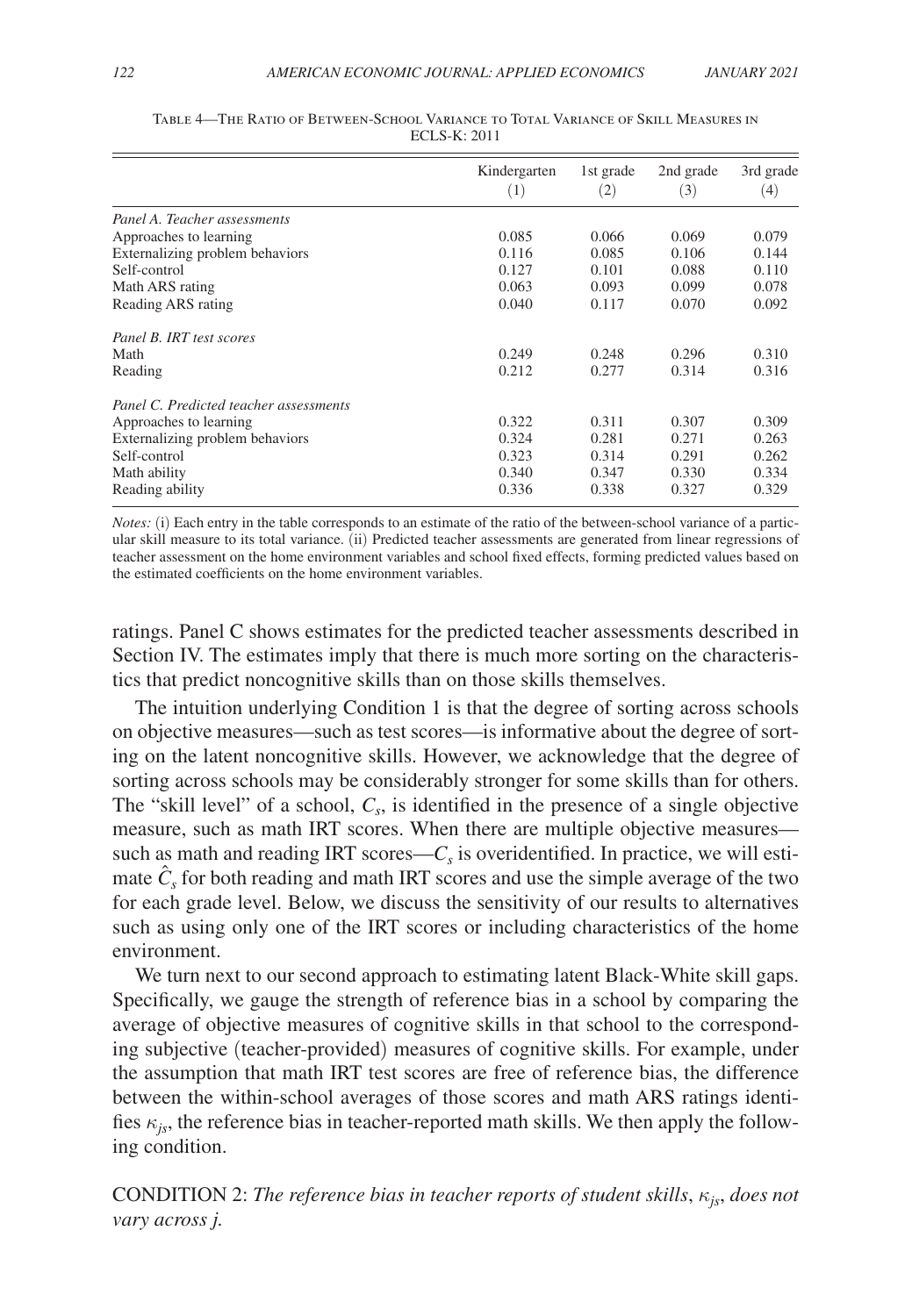Table 4—The Ratio of Between-School Variance to Total Variance of Skill Measures in ECLS-K: 2011

| | Kindergarten (1) | 1st grade (2) | 2nd grade (3) | 3rd grade (4) |
|---|---|---|---|---|
| *Panel A. Teacher assessments* | | | | |
| Approaches to learning | 0.085 | 0.066 | 0.069 | 0.079 |
| Externalizing problem behaviors | 0.116 | 0.085 | 0.106 | 0.144 |
| Self-control | 0.127 | 0.101 | 0.088 | 0.110 |
| Math ARS rating | 0.063 | 0.093 | 0.099 | 0.078 |
| Reading ARS rating | 0.040 | 0.117 | 0.070 | 0.092 |
| *Panel B. IRT test scores* | | | | |
| Math | 0.249 | 0.248 | 0.296 | 0.310 |
| Reading | 0.212 | 0.277 | 0.314 | 0.316 |
| *Panel C. Predicted teacher assessments* | | | | |
| Approaches to learning | 0.322 | 0.311 | 0.307 | 0.309 |
| Externalizing problem behaviors | 0.324 | 0.281 | 0.271 | 0.263 |
| Self-control | 0.323 | 0.314 | 0.291 | 0.262 |
| Math ability | 0.340 | 0.347 | 0.330 | 0.334 |
| Reading ability | 0.336 | 0.338 | 0.327 | 0.329 |

*Notes:* (i) Each entry in the table corresponds to an estimate of the ratio of the between-school variance of a particular skill measure to its total variance. (ii) Predicted teacher assessments are generated from linear regressions of teacher assessment on the home environment variables and school fixed effects, forming predicted values based on the estimated coefficients on the home environment variables.

ratings. Panel C shows estimates for the predicted teacher assessments described in Section IV. The estimates imply that there is much more sorting on the characteristics that predict noncognitive skills than on those skills themselves.

The intuition underlying Condition 1 is that the degree of sorting across schools on objective measures—such as test scores—is informative about the degree of sorting on the latent noncognitive skills. However, we acknowledge that the degree of sorting across schools may be considerably stronger for some skills than for others. The "skill level" of a school, $C_s$, is identified in the presence of a single objective measure, such as math IRT scores. When there are multiple objective measures—such as math and reading IRT scores—$C_s$ is overidentified. In practice, we will estimate $\hat{C}_s$ for both reading and math IRT scores and use the simple average of the two for each grade level. Below, we discuss the sensitivity of our results to alternatives such as using only one of the IRT scores or including characteristics of the home environment.

We turn next to our second approach to estimating latent Black-White skill gaps. Specifically, we gauge the strength of reference bias in a school by comparing the average of objective measures of cognitive skills in that school to the corresponding subjective (teacher-provided) measures of cognitive skills. For example, under the assumption that math IRT test scores are free of reference bias, the difference between the within-school averages of those scores and math ARS ratings identifies $\kappa_{js}$, the reference bias in teacher-reported math skills. We then apply the following condition.

CONDITION 2: *The reference bias in teacher reports of student skills,* $\kappa_{js}$*, does not vary across j.*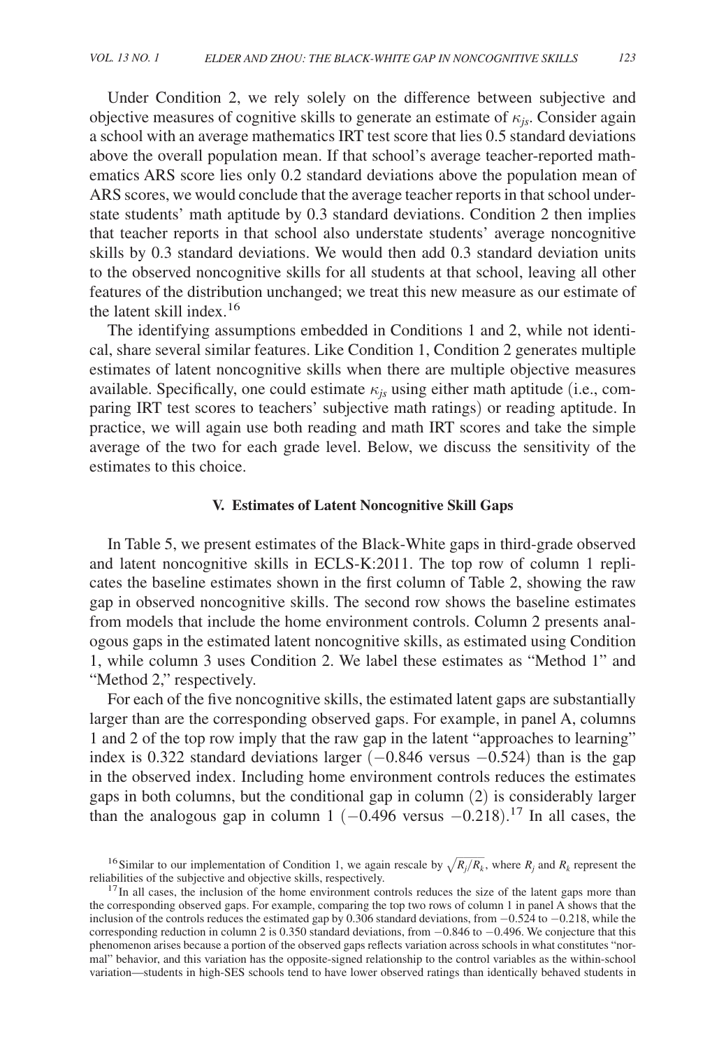Under Condition 2, we rely solely on the difference between subjective and objective measures of cognitive skills to generate an estimate of $\kappa_{js}$. Consider again a school with an average mathematics IRT test score that lies 0.5 standard deviations above the overall population mean. If that school's average teacher-reported mathematics ARS score lies only 0.2 standard deviations above the population mean of ARS scores, we would conclude that the average teacher reports in that school understate students' math aptitude by 0.3 standard deviations. Condition 2 then implies that teacher reports in that school also understate students' average noncognitive skills by 0.3 standard deviations. We would then add 0.3 standard deviation units to the observed noncognitive skills for all students at that school, leaving all other features of the distribution unchanged; we treat this new measure as our estimate of the latent skill index.[16]

The identifying assumptions embedded in Conditions 1 and 2, while not identical, share several similar features. Like Condition 1, Condition 2 generates multiple estimates of latent noncognitive skills when there are multiple objective measures available. Specifically, one could estimate $\kappa_{js}$ using either math aptitude (i.e., comparing IRT test scores to teachers' subjective math ratings) or reading aptitude. In practice, we will again use both reading and math IRT scores and take the simple average of the two for each grade level. Below, we discuss the sensitivity of the estimates to this choice.

## V. Estimates of Latent Noncognitive Skill Gaps

In Table 5, we present estimates of the Black-White gaps in third-grade observed and latent noncognitive skills in ECLS-K:2011. The top row of column 1 replicates the baseline estimates shown in the first column of Table 2, showing the raw gap in observed noncognitive skills. The second row shows the baseline estimates from models that include the home environment controls. Column 2 presents analogous gaps in the estimated latent noncognitive skills, as estimated using Condition 1, while column 3 uses Condition 2. We label these estimates as "Method 1" and "Method 2," respectively.

For each of the five noncognitive skills, the estimated latent gaps are substantially larger than are the corresponding observed gaps. For example, in panel A, columns 1 and 2 of the top row imply that the raw gap in the latent "approaches to learning" index is 0.322 standard deviations larger (−0.846 versus −0.524) than is the gap in the observed index. Including home environment controls reduces the estimates gaps in both columns, but the conditional gap in column (2) is considerably larger than the analogous gap in column 1 (−0.496 versus −0.218).[17] In all cases, the

[16] Similar to our implementation of Condition 1, we again rescale by $\sqrt{R_j/R_k}$, where $R_j$ and $R_k$ represent the reliabilities of the subjective and objective skills, respectively.

[17] In all cases, the inclusion of the home environment controls reduces the size of the latent gaps more than the corresponding observed gaps. For example, comparing the top two rows of column 1 in panel A shows that the inclusion of the controls reduces the estimated gap by 0.306 standard deviations, from −0.524 to −0.218, while the corresponding reduction in column 2 is 0.350 standard deviations, from −0.846 to −0.496. We conjecture that this phenomenon arises because a portion of the observed gaps reflects variation across schools in what constitutes "normal" behavior, and this variation has the opposite-signed relationship to the control variables as the within-school variation—students in high-SES schools tend to have lower observed ratings than identically behaved students in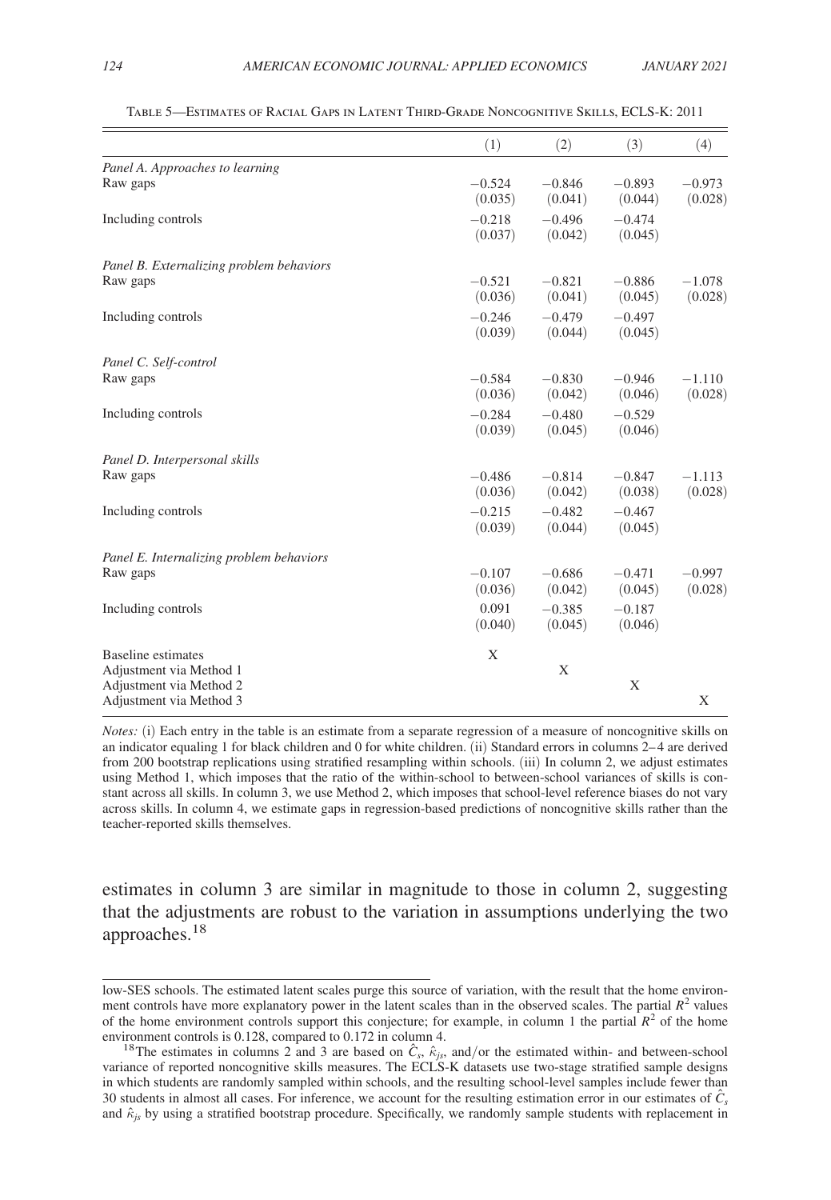Table 5—Estimates of Racial Gaps in Latent Third-Grade Noncognitive Skills, ECLS-K: 2011

| | (1) | (2) | (3) | (4) |
|---|---|---|---|---|
| *Panel A. Approaches to learning* | | | | |
| Raw gaps | −0.524 | −0.846 | −0.893 | −0.973 |
| | (0.035) | (0.041) | (0.044) | (0.028) |
| Including controls | −0.218 | −0.496 | −0.474 | |
| | (0.037) | (0.042) | (0.045) | |
| *Panel B. Externalizing problem behaviors* | | | | |
| Raw gaps | −0.521 | −0.821 | −0.886 | −1.078 |
| | (0.036) | (0.041) | (0.045) | (0.028) |
| Including controls | −0.246 | −0.479 | −0.497 | |
| | (0.039) | (0.044) | (0.045) | |
| *Panel C. Self-control* | | | | |
| Raw gaps | −0.584 | −0.830 | −0.946 | −1.110 |
| | (0.036) | (0.042) | (0.046) | (0.028) |
| Including controls | −0.284 | −0.480 | −0.529 | |
| | (0.039) | (0.045) | (0.046) | |
| *Panel D. Interpersonal skills* | | | | |
| Raw gaps | −0.486 | −0.814 | −0.847 | −1.113 |
| | (0.036) | (0.042) | (0.038) | (0.028) |
| Including controls | −0.215 | −0.482 | −0.467 | |
| | (0.039) | (0.044) | (0.045) | |
| *Panel E. Internalizing problem behaviors* | | | | |
| Raw gaps | −0.107 | −0.686 | −0.471 | −0.997 |
| | (0.036) | (0.042) | (0.045) | (0.028) |
| Including controls | 0.091 | −0.385 | −0.187 | |
| | (0.040) | (0.045) | (0.046) | |
| Baseline estimates | X | | | |
| Adjustment via Method 1 | | X | | |
| Adjustment via Method 2 | | | X | |
| Adjustment via Method 3 | | | | X |

*Notes:* (i) Each entry in the table is an estimate from a separate regression of a measure of noncognitive skills on an indicator equaling 1 for black children and 0 for white children. (ii) Standard errors in columns 2–4 are derived from 200 bootstrap replications using stratified resampling within schools. (iii) In column 2, we adjust estimates using Method 1, which imposes that the ratio of the within-school to between-school variances of skills is constant across all skills. In column 3, we use Method 2, which imposes that school-level reference biases do not vary across skills. In column 4, we estimate gaps in regression-based predictions of noncognitive skills rather than the teacher-reported skills themselves.

estimates in column 3 are similar in magnitude to those in column 2, suggesting that the adjustments are robust to the variation in assumptions underlying the two approaches.[18]

low-SES schools. The estimated latent scales purge this source of variation, with the result that the home environment controls have more explanatory power in the latent scales than in the observed scales. The partial $R^2$ values of the home environment controls support this conjecture; for example, in column 1 the partial $R^2$ of the home environment controls is 0.128, compared to 0.172 in column 4.

[18] The estimates in columns 2 and 3 are based on $\hat{C}_s$, $\hat{\kappa}_{js}$, and/or the estimated within- and between-school variance of reported noncognitive skills measures. The ECLS-K datasets use two-stage stratified sample designs in which students are randomly sampled within schools, and the resulting school-level samples include fewer than 30 students in almost all cases. For inference, we account for the resulting estimation error in our estimates of $\hat{C}_s$ and $\hat{\kappa}_{js}$ by using a stratified bootstrap procedure. Specifically, we randomly sample students with replacement in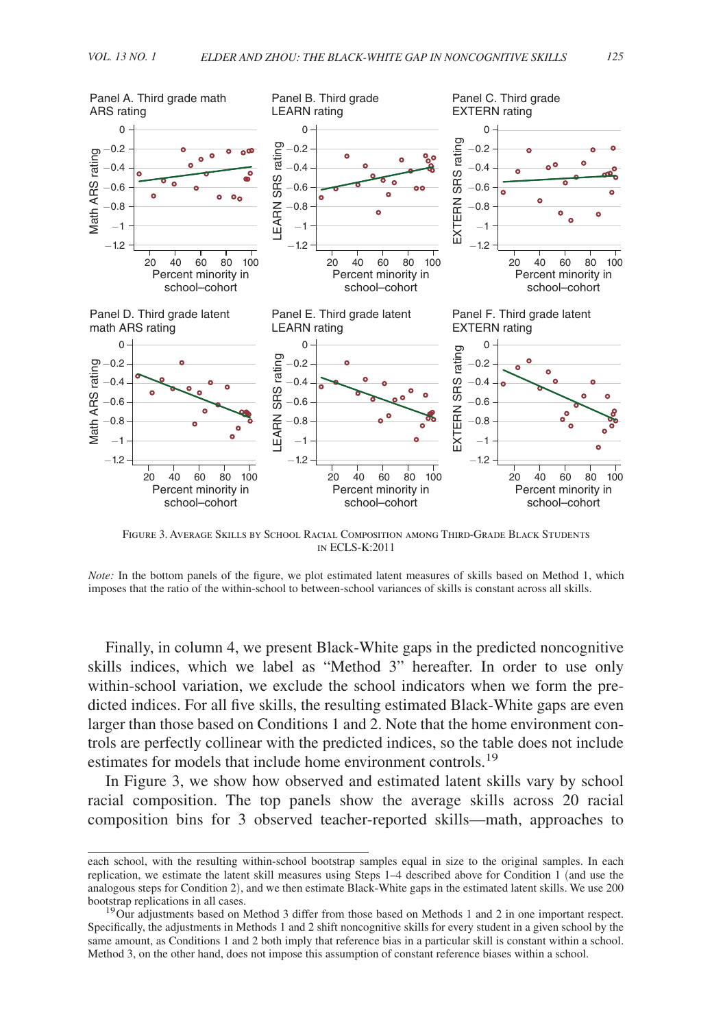FIGURE 3. AVERAGE SKILLS BY SCHOOL RACIAL COMPOSITION AMONG THIRD-GRADE BLACK STUDENTS IN ECLS-K:2011

*Note:* In the bottom panels of the figure, we plot estimated latent measures of skills based on Method 1, which imposes that the ratio of the within-school to between-school variances of skills is constant across all skills.

Finally, in column 4, we present Black-White gaps in the predicted noncognitive skills indices, which we label as "Method 3" hereafter. In order to use only within-school variation, we exclude the school indicators when we form the predicted indices. For all five skills, the resulting estimated Black-White gaps are even larger than those based on Conditions 1 and 2. Note that the home environment controls are perfectly collinear with the predicted indices, so the table does not include estimates for models that include home environment controls.[19]

In Figure 3, we show how observed and estimated latent skills vary by school racial composition. The top panels show the average skills across 20 racial composition bins for 3 observed teacher-reported skills—math, approaches to

each school, with the resulting within-school bootstrap samples equal in size to the original samples. In each replication, we estimate the latent skill measures using Steps 1–4 described above for Condition 1 (and use the analogous steps for Condition 2), and we then estimate Black-White gaps in the estimated latent skills. We use 200 bootstrap replications in all cases.

[19] Our adjustments based on Method 3 differ from those based on Methods 1 and 2 in one important respect. Specifically, the adjustments in Methods 1 and 2 shift noncognitive skills for every student in a given school by the same amount, as Conditions 1 and 2 both imply that reference bias in a particular skill is constant within a school. Method 3, on the other hand, does not impose this assumption of constant reference biases within a school.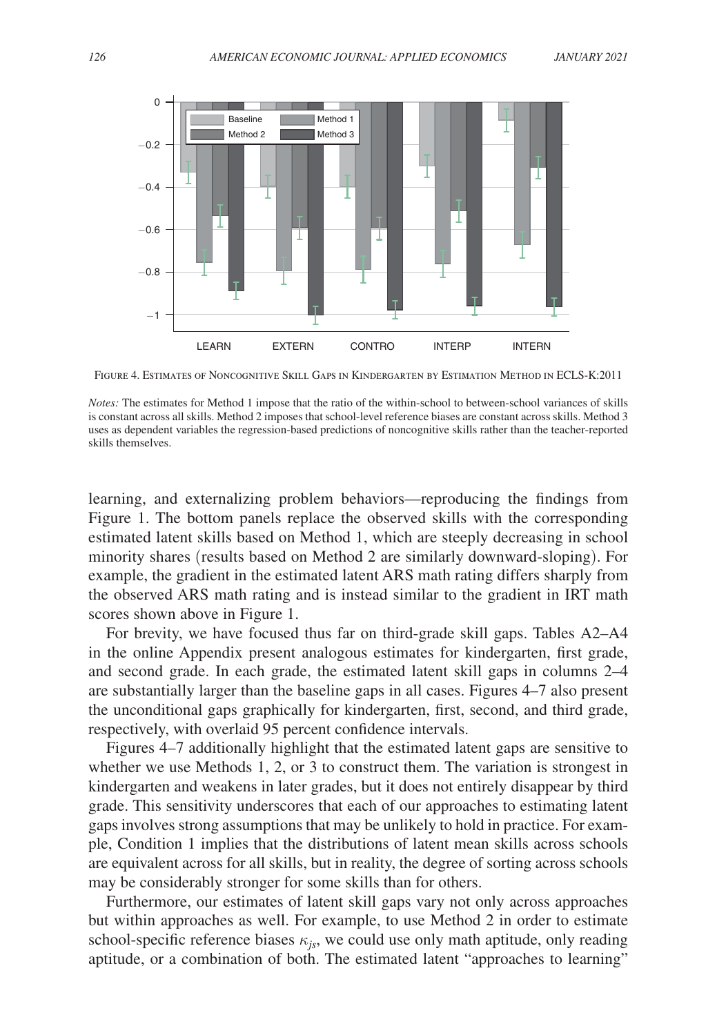FIGURE 4. ESTIMATES OF NONCOGNITIVE SKILL GAPS IN KINDERGARTEN BY ESTIMATION METHOD IN ECLS-K:2011

*Notes:* The estimates for Method 1 impose that the ratio of the within-school to between-school variances of skills is constant across all skills. Method 2 imposes that school-level reference biases are constant across skills. Method 3 uses as dependent variables the regression-based predictions of noncognitive skills rather than the teacher-reported skills themselves.

learning, and externalizing problem behaviors—reproducing the findings from Figure 1. The bottom panels replace the observed skills with the corresponding estimated latent skills based on Method 1, which are steeply decreasing in school minority shares (results based on Method 2 are similarly downward-sloping). For example, the gradient in the estimated latent ARS math rating differs sharply from the observed ARS math rating and is instead similar to the gradient in IRT math scores shown above in Figure 1.

For brevity, we have focused thus far on third-grade skill gaps. Tables A2–A4 in the online Appendix present analogous estimates for kindergarten, first grade, and second grade. In each grade, the estimated latent skill gaps in columns 2–4 are substantially larger than the baseline gaps in all cases. Figures 4–7 also present the unconditional gaps graphically for kindergarten, first, second, and third grade, respectively, with overlaid 95 percent confidence intervals.

Figures 4–7 additionally highlight that the estimated latent gaps are sensitive to whether we use Methods 1, 2, or 3 to construct them. The variation is strongest in kindergarten and weakens in later grades, but it does not entirely disappear by third grade. This sensitivity underscores that each of our approaches to estimating latent gaps involves strong assumptions that may be unlikely to hold in practice. For example, Condition 1 implies that the distributions of latent mean skills across schools are equivalent across for all skills, but in reality, the degree of sorting across schools may be considerably stronger for some skills than for others.

Furthermore, our estimates of latent skill gaps vary not only across approaches but within approaches as well. For example, to use Method 2 in order to estimate school-specific reference biases $\kappa_{js}$, we could use only math aptitude, only reading aptitude, or a combination of both. The estimated latent "approaches to learning"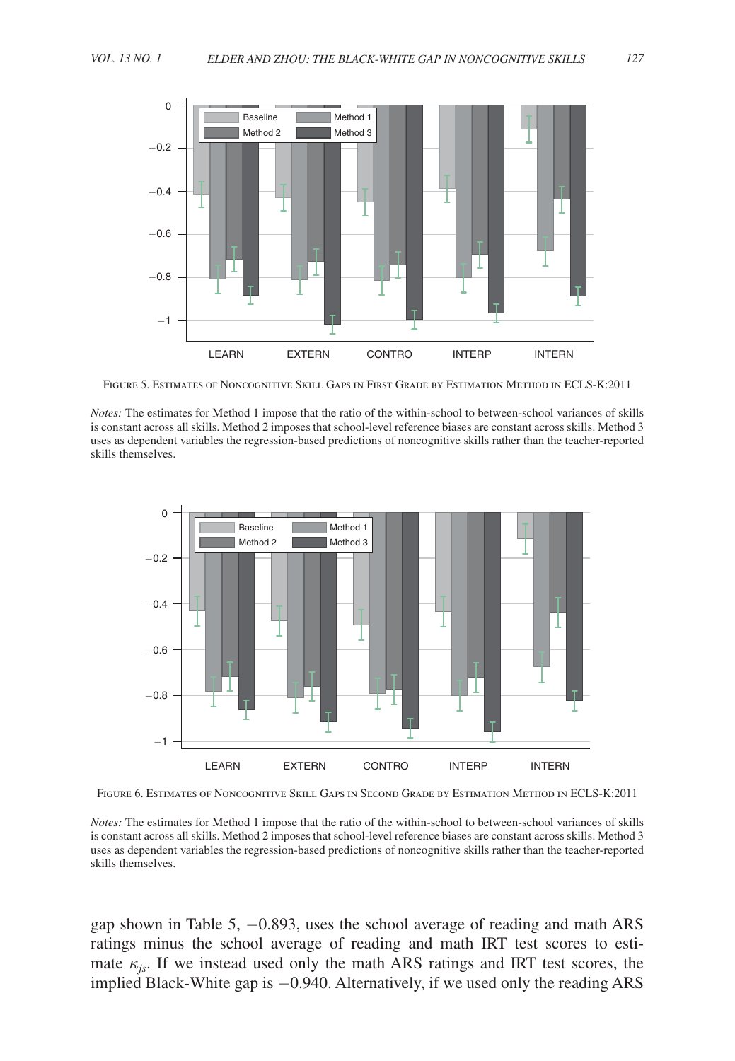Figure 5. Estimates of Noncognitive Skill Gaps in First Grade by Estimation Method in ECLS-K:2011

*Notes:* The estimates for Method 1 impose that the ratio of the within-school to between-school variances of skills is constant across all skills. Method 2 imposes that school-level reference biases are constant across skills. Method 3 uses as dependent variables the regression-based predictions of noncognitive skills rather than the teacher-reported skills themselves.

Figure 6. Estimates of Noncognitive Skill Gaps in Second Grade by Estimation Method in ECLS-K:2011

*Notes:* The estimates for Method 1 impose that the ratio of the within-school to between-school variances of skills is constant across all skills. Method 2 imposes that school-level reference biases are constant across skills. Method 3 uses as dependent variables the regression-based predictions of noncognitive skills rather than the teacher-reported skills themselves.

gap shown in Table 5, −0.893, uses the school average of reading and math ARS ratings minus the school average of reading and math IRT test scores to estimate $\kappa_{js}$. If we instead used only the math ARS ratings and IRT test scores, the implied Black-White gap is −0.940. Alternatively, if we used only the reading ARS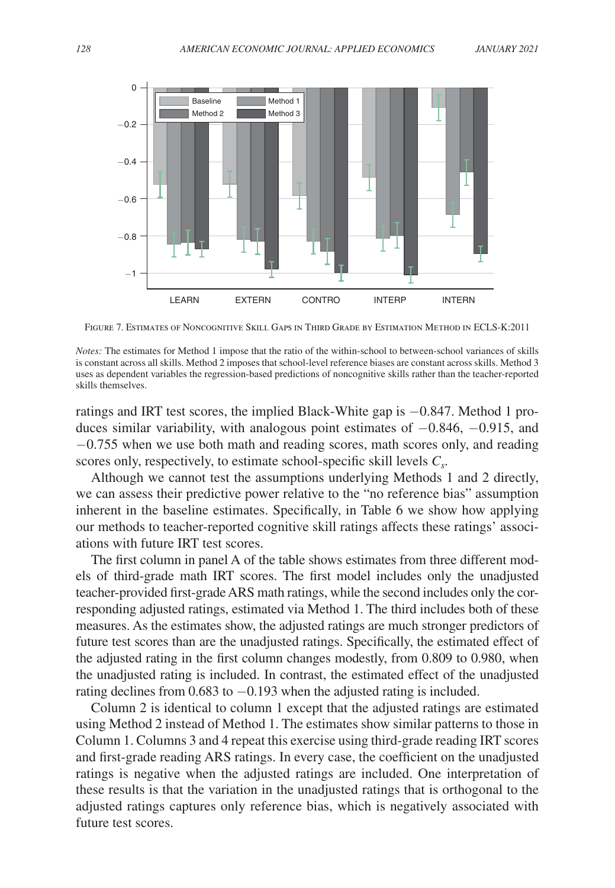Figure 7. Estimates of Noncognitive Skill Gaps in Third Grade by Estimation Method in ECLS-K:2011

*Notes:* The estimates for Method 1 impose that the ratio of the within-school to between-school variances of skills is constant across all skills. Method 2 imposes that school-level reference biases are constant across skills. Method 3 uses as dependent variables the regression-based predictions of noncognitive skills rather than the teacher-reported skills themselves.

ratings and IRT test scores, the implied Black-White gap is −0.847. Method 1 produces similar variability, with analogous point estimates of −0.846, −0.915, and −0.755 when we use both math and reading scores, math scores only, and reading scores only, respectively, to estimate school-specific skill levels $C_s$.

Although we cannot test the assumptions underlying Methods 1 and 2 directly, we can assess their predictive power relative to the "no reference bias" assumption inherent in the baseline estimates. Specifically, in Table 6 we show how applying our methods to teacher-reported cognitive skill ratings affects these ratings' associations with future IRT test scores.

The first column in panel A of the table shows estimates from three different models of third-grade math IRT scores. The first model includes only the unadjusted teacher-provided first-grade ARS math ratings, while the second includes only the corresponding adjusted ratings, estimated via Method 1. The third includes both of these measures. As the estimates show, the adjusted ratings are much stronger predictors of future test scores than are the unadjusted ratings. Specifically, the estimated effect of the adjusted rating in the first column changes modestly, from 0.809 to 0.980, when the unadjusted rating is included. In contrast, the estimated effect of the unadjusted rating declines from 0.683 to −0.193 when the adjusted rating is included.

Column 2 is identical to column 1 except that the adjusted ratings are estimated using Method 2 instead of Method 1. The estimates show similar patterns to those in Column 1. Columns 3 and 4 repeat this exercise using third-grade reading IRT scores and first-grade reading ARS ratings. In every case, the coefficient on the unadjusted ratings is negative when the adjusted ratings are included. One interpretation of these results is that the variation in the unadjusted ratings that is orthogonal to the adjusted ratings captures only reference bias, which is negatively associated with future test scores.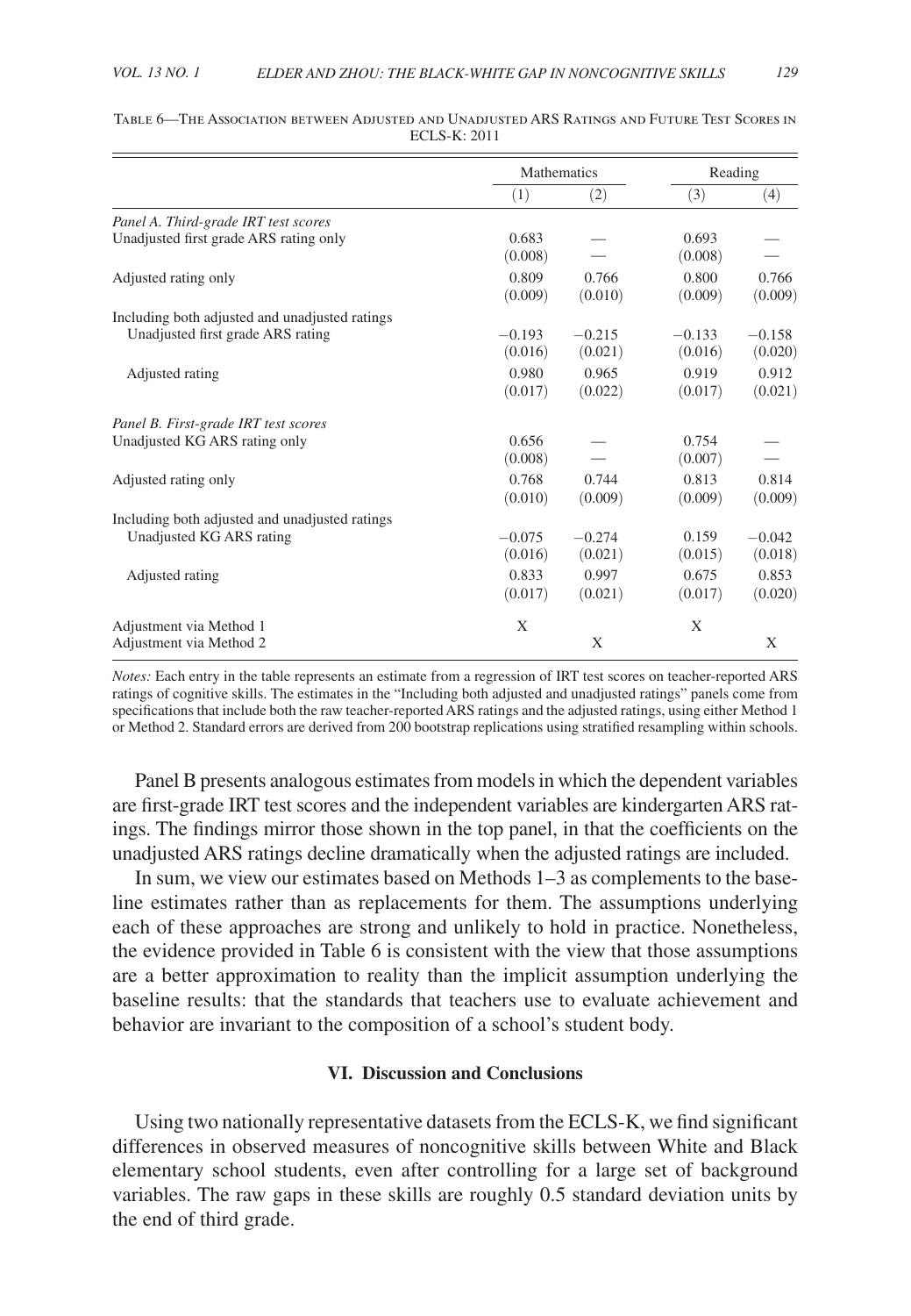Table 6—The Association between Adjusted and Unadjusted ARS Ratings and Future Test Scores in ECLS-K: 2011

| | Mathematics | | Reading | |
|---|---|---|---|---|
| | (1) | (2) | (3) | (4) |
| *Panel A. Third-grade IRT test scores* | | | | |
| Unadjusted first grade ARS rating only | 0.683 | — | 0.693 | — |
| | (0.008) | — | (0.008) | — |
| Adjusted rating only | 0.809 | 0.766 | 0.800 | 0.766 |
| | (0.009) | (0.010) | (0.009) | (0.009) |
| Including both adjusted and unadjusted ratings | | | | |
| Unadjusted first grade ARS rating | −0.193 | −0.215 | −0.133 | −0.158 |
| | (0.016) | (0.021) | (0.016) | (0.020) |
| Adjusted rating | 0.980 | 0.965 | 0.919 | 0.912 |
| | (0.017) | (0.022) | (0.017) | (0.021) |
| *Panel B. First-grade IRT test scores* | | | | |
| Unadjusted KG ARS rating only | 0.656 | — | 0.754 | — |
| | (0.008) | — | (0.007) | — |
| Adjusted rating only | 0.768 | 0.744 | 0.813 | 0.814 |
| | (0.010) | (0.009) | (0.009) | (0.009) |
| Including both adjusted and unadjusted ratings | | | | |
| Unadjusted KG ARS rating | −0.075 | −0.274 | 0.159 | −0.042 |
| | (0.016) | (0.021) | (0.015) | (0.018) |
| Adjusted rating | 0.833 | 0.997 | 0.675 | 0.853 |
| | (0.017) | (0.021) | (0.017) | (0.020) |
| Adjustment via Method 1 | X | | X | |
| Adjustment via Method 2 | | X | | X |

*Notes:* Each entry in the table represents an estimate from a regression of IRT test scores on teacher-reported ARS ratings of cognitive skills. The estimates in the "Including both adjusted and unadjusted ratings" panels come from specifications that include both the raw teacher-reported ARS ratings and the adjusted ratings, using either Method 1 or Method 2. Standard errors are derived from 200 bootstrap replications using stratified resampling within schools.

Panel B presents analogous estimates from models in which the dependent variables are first-grade IRT test scores and the independent variables are kindergarten ARS ratings. The findings mirror those shown in the top panel, in that the coefficients on the unadjusted ARS ratings decline dramatically when the adjusted ratings are included.

In sum, we view our estimates based on Methods 1–3 as complements to the baseline estimates rather than as replacements for them. The assumptions underlying each of these approaches are strong and unlikely to hold in practice. Nonetheless, the evidence provided in Table 6 is consistent with the view that those assumptions are a better approximation to reality than the implicit assumption underlying the baseline results: that the standards that teachers use to evaluate achievement and behavior are invariant to the composition of a school's student body.

## VI. Discussion and Conclusions

Using two nationally representative datasets from the ECLS-K, we find significant differences in observed measures of noncognitive skills between White and Black elementary school students, even after controlling for a large set of background variables. The raw gaps in these skills are roughly 0.5 standard deviation units by the end of third grade.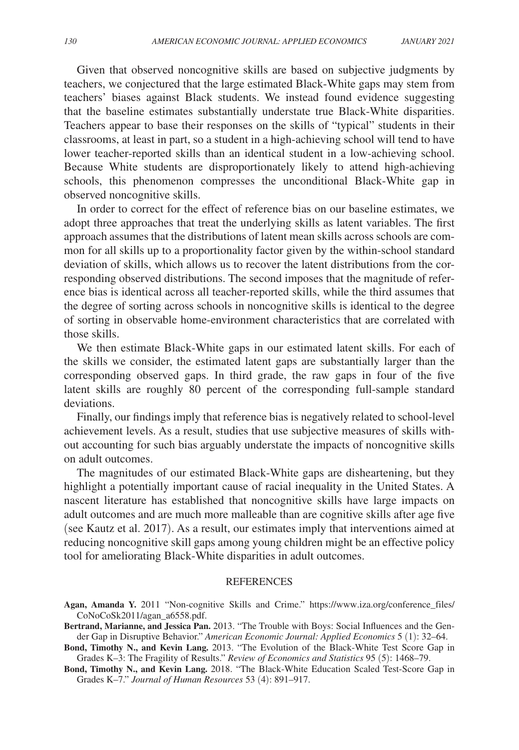Given that observed noncognitive skills are based on subjective judgments by teachers, we conjectured that the large estimated Black-White gaps may stem from teachers' biases against Black students. We instead found evidence suggesting that the baseline estimates substantially understate true Black-White disparities. Teachers appear to base their responses on the skills of "typical" students in their classrooms, at least in part, so a student in a high-achieving school will tend to have lower teacher-reported skills than an identical student in a low-achieving school. Because White students are disproportionately likely to attend high-achieving schools, this phenomenon compresses the unconditional Black-White gap in observed noncognitive skills.

In order to correct for the effect of reference bias on our baseline estimates, we adopt three approaches that treat the underlying skills as latent variables. The first approach assumes that the distributions of latent mean skills across schools are common for all skills up to a proportionality factor given by the within-school standard deviation of skills, which allows us to recover the latent distributions from the corresponding observed distributions. The second imposes that the magnitude of reference bias is identical across all teacher-reported skills, while the third assumes that the degree of sorting across schools in noncognitive skills is identical to the degree of sorting in observable home-environment characteristics that are correlated with those skills.

We then estimate Black-White gaps in our estimated latent skills. For each of the skills we consider, the estimated latent gaps are substantially larger than the corresponding observed gaps. In third grade, the raw gaps in four of the five latent skills are roughly 80 percent of the corresponding full-sample standard deviations.

Finally, our findings imply that reference bias is negatively related to school-level achievement levels. As a result, studies that use subjective measures of skills without accounting for such bias arguably understate the impacts of noncognitive skills on adult outcomes.

The magnitudes of our estimated Black-White gaps are disheartening, but they highlight a potentially important cause of racial inequality in the United States. A nascent literature has established that noncognitive skills have large impacts on adult outcomes and are much more malleable than are cognitive skills after age five (see Kautz et al. 2017). As a result, our estimates imply that interventions aimed at reducing noncognitive skill gaps among young children might be an effective policy tool for ameliorating Black-White disparities in adult outcomes.

## REFERENCES

**Agan, Amanda Y.** 2011 "Non-cognitive Skills and Crime." https://www.iza.org/conference_files/CoNoCoSk2011/agan_a6558.pdf.

**Bertrand, Marianne, and Jessica Pan.** 2013. "The Trouble with Boys: Social Influences and the Gender Gap in Disruptive Behavior." *American Economic Journal: Applied Economics* 5 (1): 32–64.

**Bond, Timothy N., and Kevin Lang.** 2013. "The Evolution of the Black-White Test Score Gap in Grades K–3: The Fragility of Results." *Review of Economics and Statistics* 95 (5): 1468–79.

**Bond, Timothy N., and Kevin Lang.** 2018. "The Black-White Education Scaled Test-Score Gap in Grades K–7." *Journal of Human Resources* 53 (4): 891–917.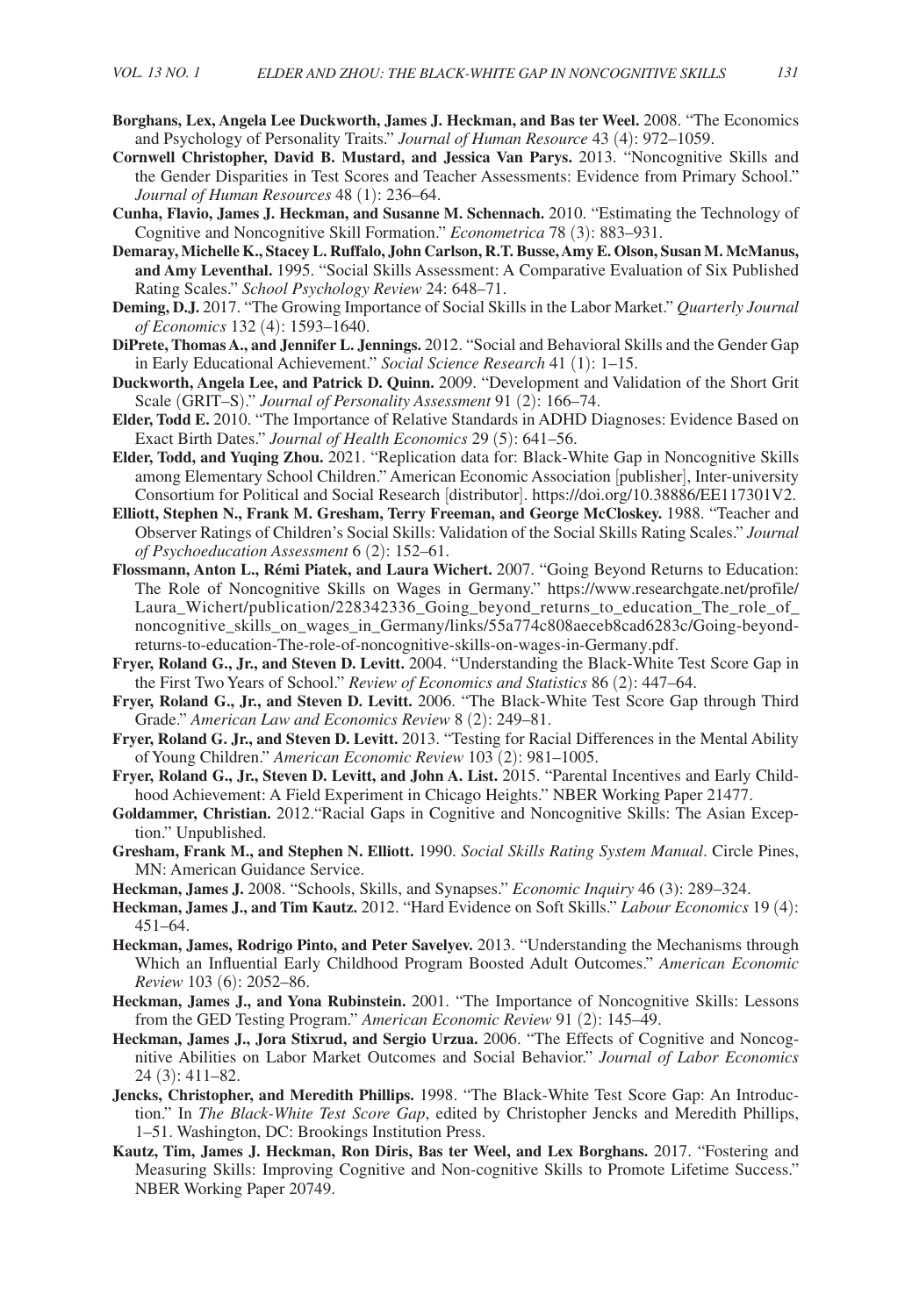**Borghans, Lex, Angela Lee Duckworth, James J. Heckman, and Bas ter Weel.** 2008. "The Economics and Psychology of Personality Traits." *Journal of Human Resource* 43 (4): 972–1059.

**Cornwell Christopher, David B. Mustard, and Jessica Van Parys.** 2013. "Noncognitive Skills and the Gender Disparities in Test Scores and Teacher Assessments: Evidence from Primary School." *Journal of Human Resources* 48 (1): 236–64.

**Cunha, Flavio, James J. Heckman, and Susanne M. Schennach.** 2010. "Estimating the Technology of Cognitive and Noncognitive Skill Formation." *Econometrica* 78 (3): 883–931.

**Demaray, Michelle K., Stacey L. Ruffalo, John Carlson, R.T. Busse, Amy E. Olson, Susan M. McManus, and Amy Leventhal.** 1995. "Social Skills Assessment: A Comparative Evaluation of Six Published Rating Scales." *School Psychology Review* 24: 648–71.

**Deming, D.J.** 2017. "The Growing Importance of Social Skills in the Labor Market." *Quarterly Journal of Economics* 132 (4): 1593–1640.

**DiPrete, Thomas A., and Jennifer L. Jennings.** 2012. "Social and Behavioral Skills and the Gender Gap in Early Educational Achievement." *Social Science Research* 41 (1): 1–15.

**Duckworth, Angela Lee, and Patrick D. Quinn.** 2009. "Development and Validation of the Short Grit Scale (GRIT–S)." *Journal of Personality Assessment* 91 (2): 166–74.

**Elder, Todd E.** 2010. "The Importance of Relative Standards in ADHD Diagnoses: Evidence Based on Exact Birth Dates." *Journal of Health Economics* 29 (5): 641–56.

**Elder, Todd, and Yuqing Zhou.** 2021. "Replication data for: Black-White Gap in Noncognitive Skills among Elementary School Children." American Economic Association [publisher], Inter-university Consortium for Political and Social Research [distributor]. https://doi.org/10.38886/EE117301V2.

**Elliott, Stephen N., Frank M. Gresham, Terry Freeman, and George McCloskey.** 1988. "Teacher and Observer Ratings of Children's Social Skills: Validation of the Social Skills Rating Scales." *Journal of Psychoeducation Assessment* 6 (2): 152–61.

**Flossmann, Anton L., Rémi Piatek, and Laura Wichert.** 2007. "Going Beyond Returns to Education: The Role of Noncognitive Skills on Wages in Germany." https://www.researchgate.net/profile/Laura_Wichert/publication/228342336_Going_beyond_returns_to_education_The_role_of_noncognitive_skills_on_wages_in_Germany/links/55a774c808aeceb8cad6283c/Going-beyond-returns-to-education-The-role-of-noncognitive-skills-on-wages-in-Germany.pdf.

**Fryer, Roland G., Jr., and Steven D. Levitt.** 2004. "Understanding the Black-White Test Score Gap in the First Two Years of School." *Review of Economics and Statistics* 86 (2): 447–64.

**Fryer, Roland G., Jr., and Steven D. Levitt.** 2006. "The Black-White Test Score Gap through Third Grade." *American Law and Economics Review* 8 (2): 249–81.

**Fryer, Roland G. Jr., and Steven D. Levitt.** 2013. "Testing for Racial Differences in the Mental Ability of Young Children." *American Economic Review* 103 (2): 981–1005.

**Fryer, Roland G., Jr., Steven D. Levitt, and John A. List.** 2015. "Parental Incentives and Early Childhood Achievement: A Field Experiment in Chicago Heights." NBER Working Paper 21477.

**Goldammer, Christian.** 2012."Racial Gaps in Cognitive and Noncognitive Skills: The Asian Exception." Unpublished.

**Gresham, Frank M., and Stephen N. Elliott.** 1990. *Social Skills Rating System Manual*. Circle Pines, MN: American Guidance Service.

**Heckman, James J.** 2008. "Schools, Skills, and Synapses." *Economic Inquiry* 46 (3): 289–324.

**Heckman, James J., and Tim Kautz.** 2012. "Hard Evidence on Soft Skills." *Labour Economics* 19 (4): 451–64.

**Heckman, James, Rodrigo Pinto, and Peter Savelyev.** 2013. "Understanding the Mechanisms through Which an Influential Early Childhood Program Boosted Adult Outcomes." *American Economic Review* 103 (6): 2052–86.

**Heckman, James J., and Yona Rubinstein.** 2001. "The Importance of Noncognitive Skills: Lessons from the GED Testing Program." *American Economic Review* 91 (2): 145–49.

**Heckman, James J., Jora Stixrud, and Sergio Urzua.** 2006. "The Effects of Cognitive and Noncognitive Abilities on Labor Market Outcomes and Social Behavior." *Journal of Labor Economics* 24 (3): 411–82.

**Jencks, Christopher, and Meredith Phillips.** 1998. "The Black-White Test Score Gap: An Introduction." In *The Black-White Test Score Gap*, edited by Christopher Jencks and Meredith Phillips, 1–51. Washington, DC: Brookings Institution Press.

**Kautz, Tim, James J. Heckman, Ron Diris, Bas ter Weel, and Lex Borghans.** 2017. "Fostering and Measuring Skills: Improving Cognitive and Non-cognitive Skills to Promote Lifetime Success." NBER Working Paper 20749.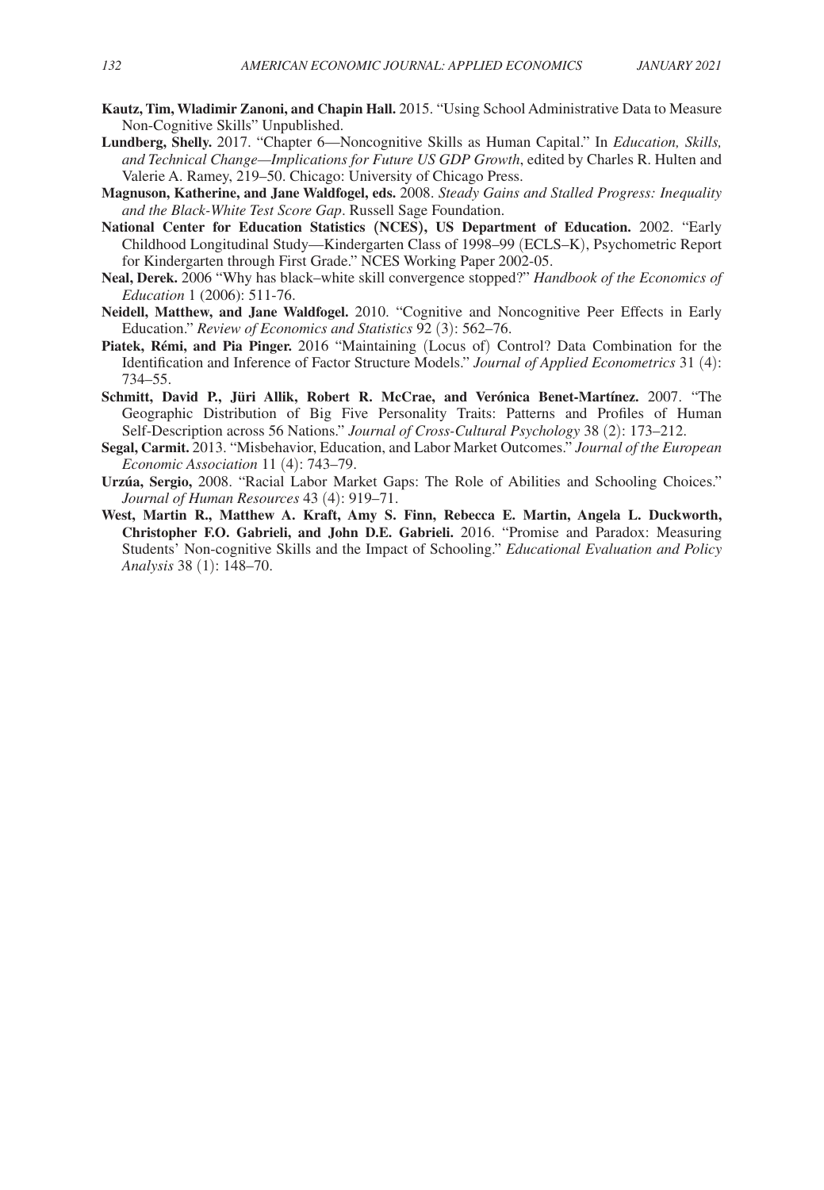**Kautz, Tim, Wladimir Zanoni, and Chapin Hall.** 2015. "Using School Administrative Data to Measure Non-Cognitive Skills" Unpublished.

**Lundberg, Shelly.** 2017. "Chapter 6—Noncognitive Skills as Human Capital." In *Education, Skills, and Technical Change—Implications for Future US GDP Growth*, edited by Charles R. Hulten and Valerie A. Ramey, 219–50. Chicago: University of Chicago Press.

**Magnuson, Katherine, and Jane Waldfogel, eds.** 2008. *Steady Gains and Stalled Progress: Inequality and the Black-White Test Score Gap*. Russell Sage Foundation.

**National Center for Education Statistics (NCES), US Department of Education.** 2002. "Early Childhood Longitudinal Study—Kindergarten Class of 1998–99 (ECLS–K), Psychometric Report for Kindergarten through First Grade." NCES Working Paper 2002-05.

**Neal, Derek.** 2006 "Why has black–white skill convergence stopped?" *Handbook of the Economics of Education* 1 (2006): 511-76.

**Neidell, Matthew, and Jane Waldfogel.** 2010. "Cognitive and Noncognitive Peer Effects in Early Education." *Review of Economics and Statistics* 92 (3): 562–76.

**Piatek, Rémi, and Pia Pinger.** 2016 "Maintaining (Locus of) Control? Data Combination for the Identification and Inference of Factor Structure Models." *Journal of Applied Econometrics* 31 (4): 734–55.

**Schmitt, David P., Jüri Allik, Robert R. McCrae, and Verónica Benet-Martínez.** 2007. "The Geographic Distribution of Big Five Personality Traits: Patterns and Profiles of Human Self-Description across 56 Nations." *Journal of Cross-Cultural Psychology* 38 (2): 173–212.

**Segal, Carmit.** 2013. "Misbehavior, Education, and Labor Market Outcomes." *Journal of the European Economic Association* 11 (4): 743–79.

**Urzúa, Sergio,** 2008. "Racial Labor Market Gaps: The Role of Abilities and Schooling Choices." *Journal of Human Resources* 43 (4): 919–71.

**West, Martin R., Matthew A. Kraft, Amy S. Finn, Rebecca E. Martin, Angela L. Duckworth, Christopher F.O. Gabrieli, and John D.E. Gabrieli.** 2016. "Promise and Paradox: Measuring Students' Non-cognitive Skills and the Impact of Schooling." *Educational Evaluation and Policy Analysis* 38 (1): 148–70.